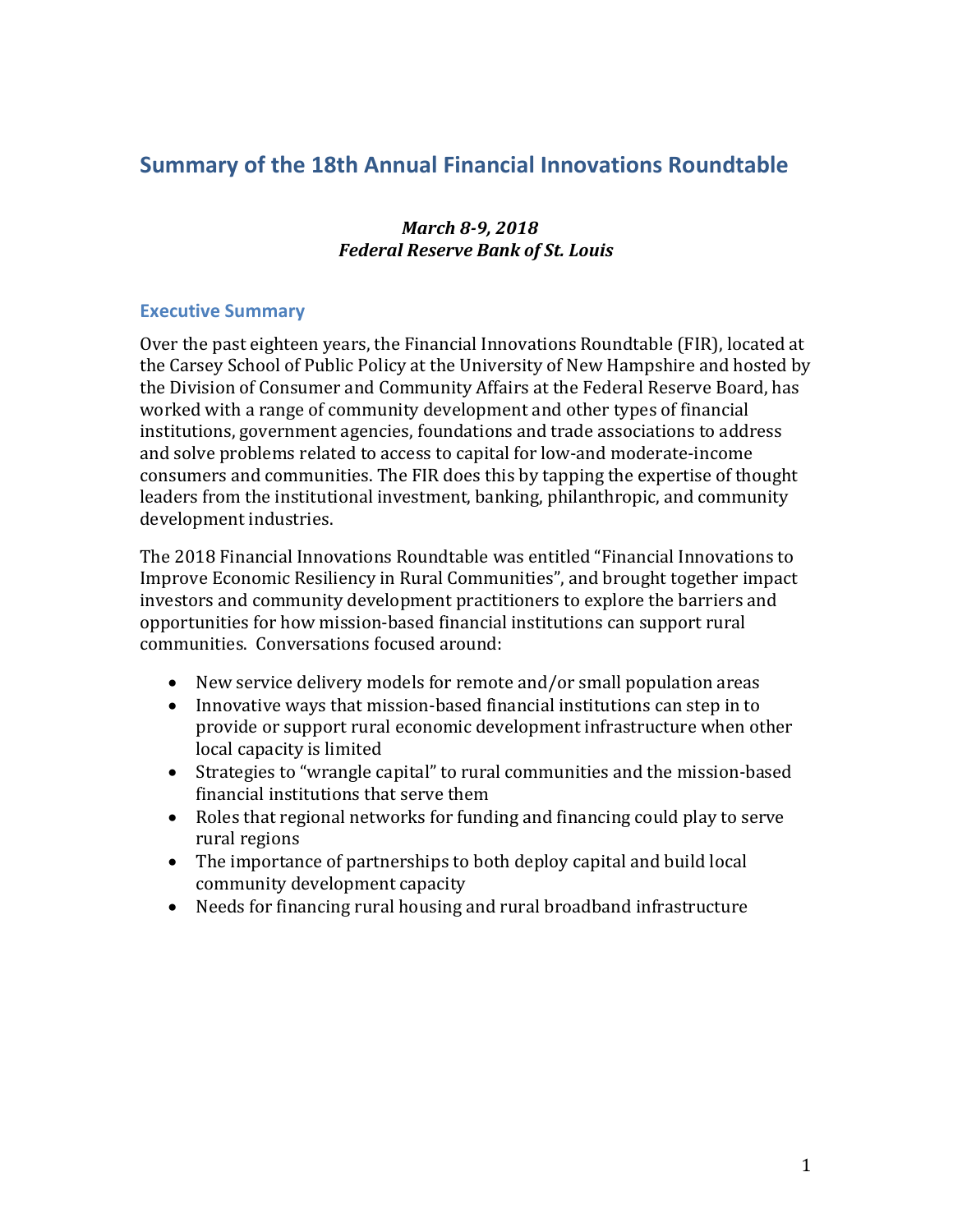# Summary of the 18th Annual Financial Innovations Roundtable

***March 8-9, 2018***
***Federal Reserve Bank of St. Louis***

## Executive Summary

Over the past eighteen years, the Financial Innovations Roundtable (FIR), located at the Carsey School of Public Policy at the University of New Hampshire and hosted by the Division of Consumer and Community Affairs at the Federal Reserve Board, has worked with a range of community development and other types of financial institutions, government agencies, foundations and trade associations to address and solve problems related to access to capital for low-and moderate-income consumers and communities. The FIR does this by tapping the expertise of thought leaders from the institutional investment, banking, philanthropic, and community development industries.

The 2018 Financial Innovations Roundtable was entitled "Financial Innovations to Improve Economic Resiliency in Rural Communities", and brought together impact investors and community development practitioners to explore the barriers and opportunities for how mission-based financial institutions can support rural communities. Conversations focused around:

- New service delivery models for remote and/or small population areas
- Innovative ways that mission-based financial institutions can step in to provide or support rural economic development infrastructure when other local capacity is limited
- Strategies to "wrangle capital" to rural communities and the mission-based financial institutions that serve them
- Roles that regional networks for funding and financing could play to serve rural regions
- The importance of partnerships to both deploy capital and build local community development capacity
- Needs for financing rural housing and rural broadband infrastructure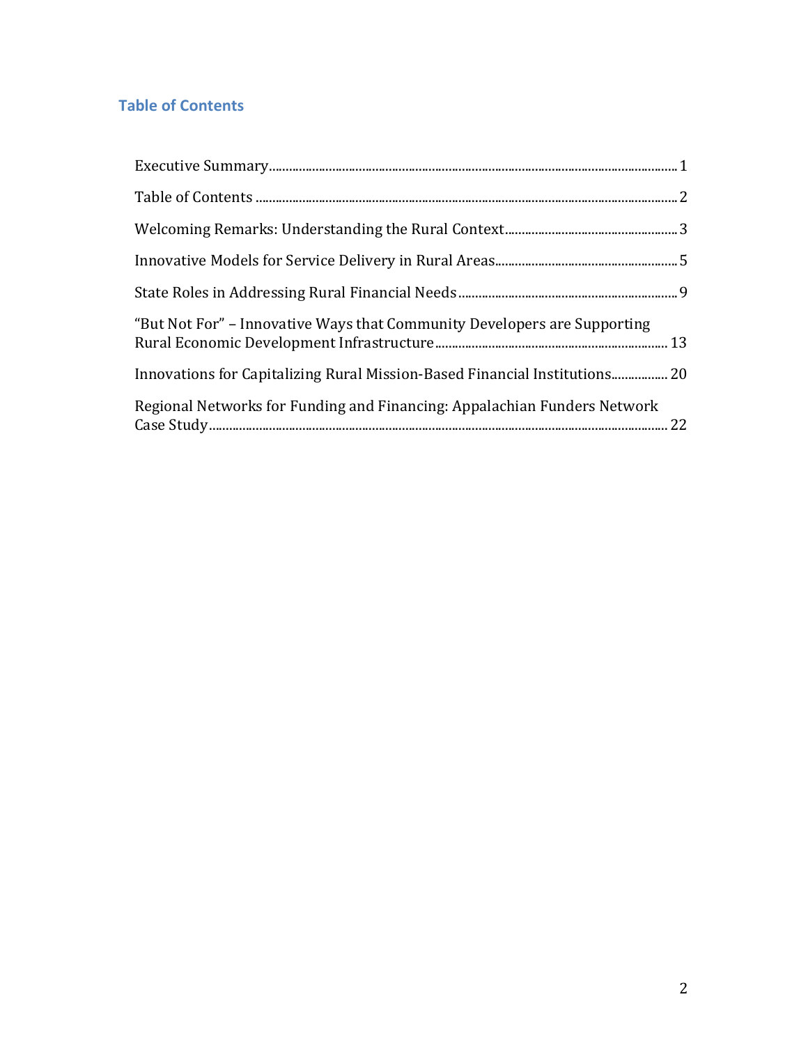## Table of Contents

Executive Summary ........................................................ 1

Table of Contents ........................................................ 2

Welcoming Remarks: Understanding the Rural Context ........................................................ 3

Innovative Models for Service Delivery in Rural Areas ........................................................ 5

State Roles in Addressing Rural Financial Needs ........................................................ 9

"But Not For" – Innovative Ways that Community Developers are Supporting Rural Economic Development Infrastructure ........................................................ 13

Innovations for Capitalizing Rural Mission-Based Financial Institutions ........................................................ 20

Regional Networks for Funding and Financing: Appalachian Funders Network Case Study ........................................................ 22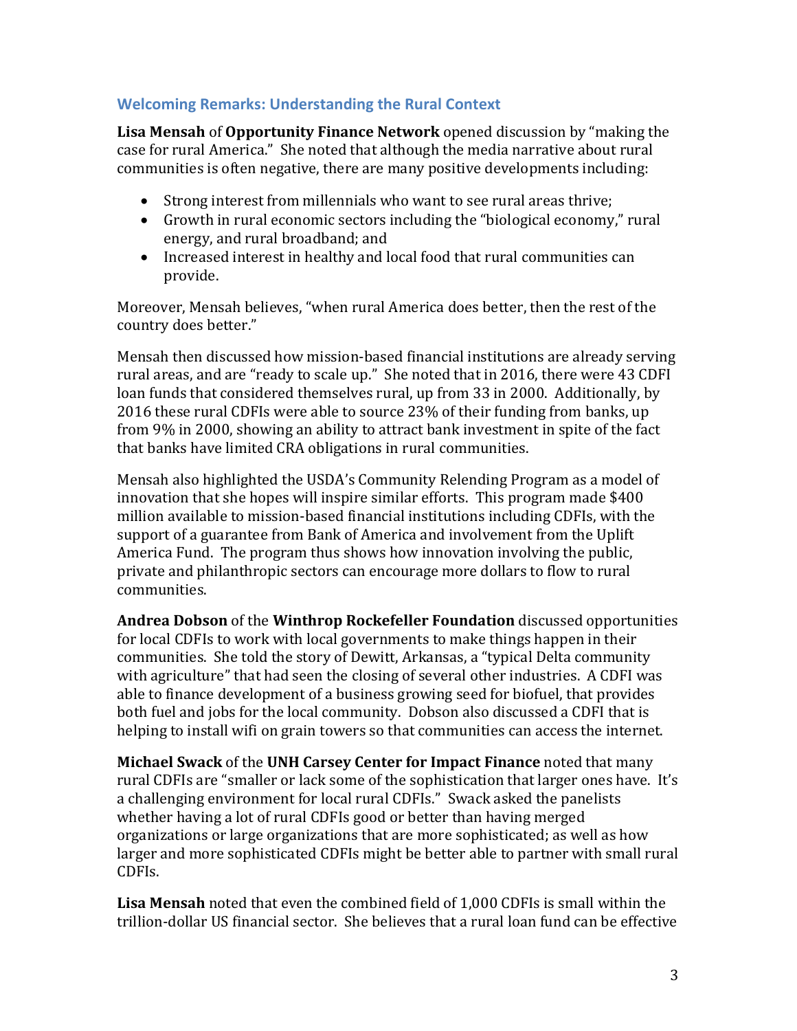## Welcoming Remarks: Understanding the Rural Context

**Lisa Mensah** of **Opportunity Finance Network** opened discussion by "making the case for rural America." She noted that although the media narrative about rural communities is often negative, there are many positive developments including:

- Strong interest from millennials who want to see rural areas thrive;
- Growth in rural economic sectors including the "biological economy," rural energy, and rural broadband; and
- Increased interest in healthy and local food that rural communities can provide.

Moreover, Mensah believes, "when rural America does better, then the rest of the country does better."

Mensah then discussed how mission-based financial institutions are already serving rural areas, and are "ready to scale up." She noted that in 2016, there were 43 CDFI loan funds that considered themselves rural, up from 33 in 2000. Additionally, by 2016 these rural CDFIs were able to source 23% of their funding from banks, up from 9% in 2000, showing an ability to attract bank investment in spite of the fact that banks have limited CRA obligations in rural communities.

Mensah also highlighted the USDA's Community Relending Program as a model of innovation that she hopes will inspire similar efforts. This program made $400 million available to mission-based financial institutions including CDFIs, with the support of a guarantee from Bank of America and involvement from the Uplift America Fund. The program thus shows how innovation involving the public, private and philanthropic sectors can encourage more dollars to flow to rural communities.

**Andrea Dobson** of the **Winthrop Rockefeller Foundation** discussed opportunities for local CDFIs to work with local governments to make things happen in their communities. She told the story of Dewitt, Arkansas, a "typical Delta community with agriculture" that had seen the closing of several other industries. A CDFI was able to finance development of a business growing seed for biofuel, that provides both fuel and jobs for the local community. Dobson also discussed a CDFI that is helping to install wifi on grain towers so that communities can access the internet.

**Michael Swack** of the **UNH Carsey Center for Impact Finance** noted that many rural CDFIs are "smaller or lack some of the sophistication that larger ones have. It's a challenging environment for local rural CDFIs." Swack asked the panelists whether having a lot of rural CDFIs good or better than having merged organizations or large organizations that are more sophisticated; as well as how larger and more sophisticated CDFIs might be better able to partner with small rural CDFIs.

**Lisa Mensah** noted that even the combined field of 1,000 CDFIs is small within the trillion-dollar US financial sector. She believes that a rural loan fund can be effective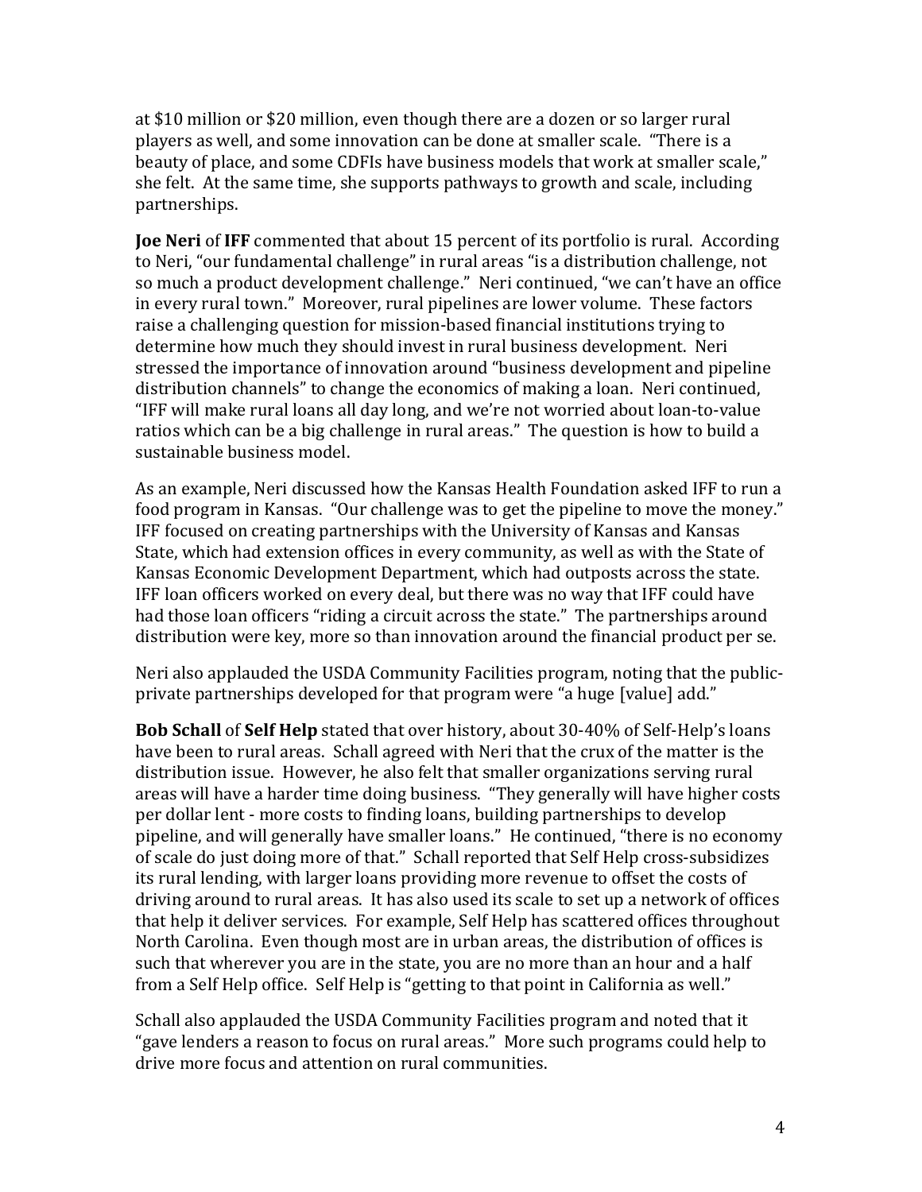at $10 million or $20 million, even though there are a dozen or so larger rural players as well, and some innovation can be done at smaller scale. "There is a beauty of place, and some CDFIs have business models that work at smaller scale," she felt. At the same time, she supports pathways to growth and scale, including partnerships.

**Joe Neri** of **IFF** commented that about 15 percent of its portfolio is rural. According to Neri, "our fundamental challenge" in rural areas "is a distribution challenge, not so much a product development challenge." Neri continued, "we can't have an office in every rural town." Moreover, rural pipelines are lower volume. These factors raise a challenging question for mission-based financial institutions trying to determine how much they should invest in rural business development. Neri stressed the importance of innovation around "business development and pipeline distribution channels" to change the economics of making a loan. Neri continued, "IFF will make rural loans all day long, and we're not worried about loan-to-value ratios which can be a big challenge in rural areas." The question is how to build a sustainable business model.

As an example, Neri discussed how the Kansas Health Foundation asked IFF to run a food program in Kansas. "Our challenge was to get the pipeline to move the money." IFF focused on creating partnerships with the University of Kansas and Kansas State, which had extension offices in every community, as well as with the State of Kansas Economic Development Department, which had outposts across the state. IFF loan officers worked on every deal, but there was no way that IFF could have had those loan officers "riding a circuit across the state." The partnerships around distribution were key, more so than innovation around the financial product per se.

Neri also applauded the USDA Community Facilities program, noting that the public-private partnerships developed for that program were "a huge [value] add."

**Bob Schall** of **Self Help** stated that over history, about 30-40% of Self-Help's loans have been to rural areas. Schall agreed with Neri that the crux of the matter is the distribution issue. However, he also felt that smaller organizations serving rural areas will have a harder time doing business. "They generally will have higher costs per dollar lent - more costs to finding loans, building partnerships to develop pipeline, and will generally have smaller loans." He continued, "there is no economy of scale do just doing more of that." Schall reported that Self Help cross-subsidizes its rural lending, with larger loans providing more revenue to offset the costs of driving around to rural areas. It has also used its scale to set up a network of offices that help it deliver services. For example, Self Help has scattered offices throughout North Carolina. Even though most are in urban areas, the distribution of offices is such that wherever you are in the state, you are no more than an hour and a half from a Self Help office. Self Help is "getting to that point in California as well."

Schall also applauded the USDA Community Facilities program and noted that it "gave lenders a reason to focus on rural areas." More such programs could help to drive more focus and attention on rural communities.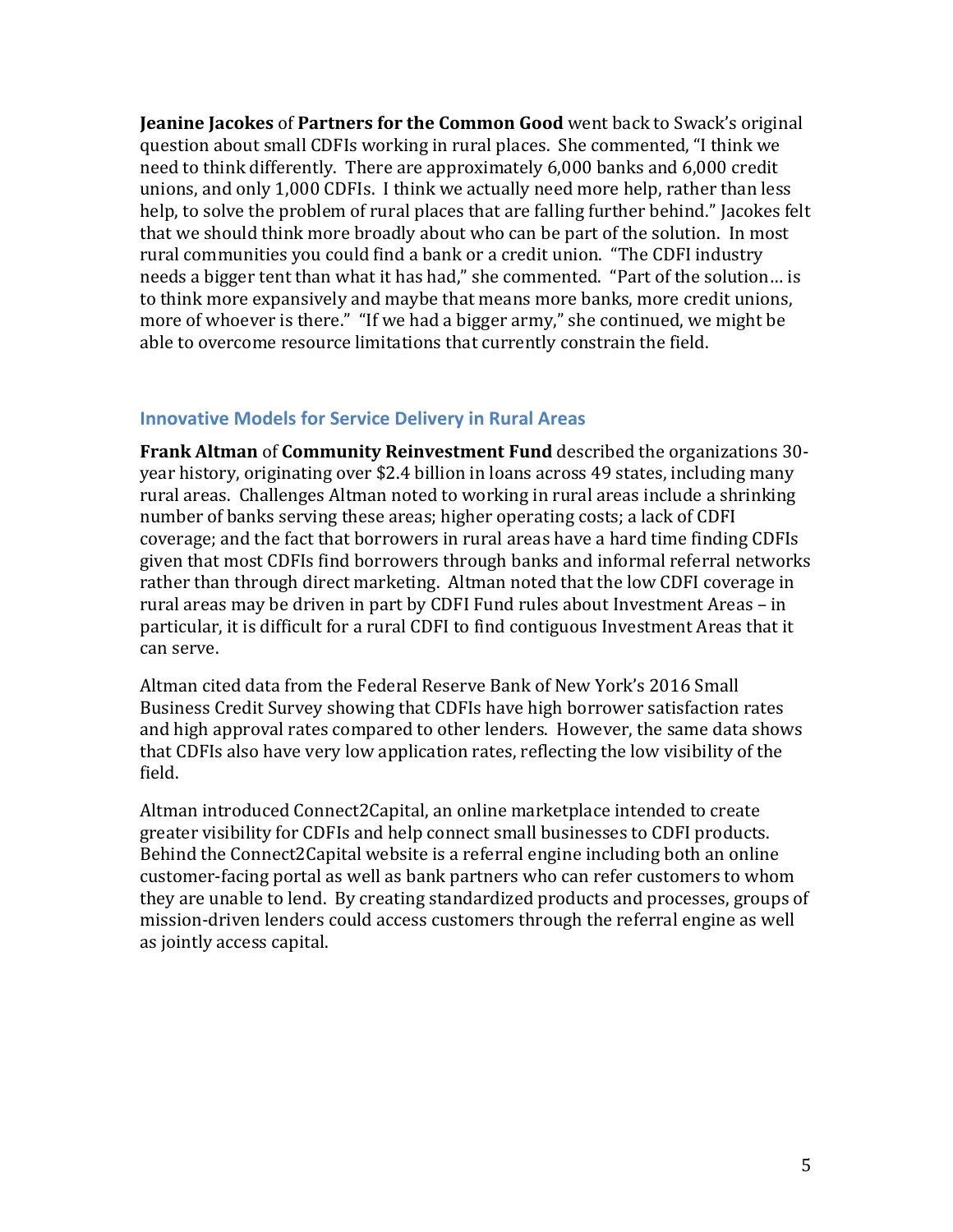**Jeanine Jacokes** of **Partners for the Common Good** went back to Swack's original question about small CDFIs working in rural places. She commented, "I think we need to think differently. There are approximately 6,000 banks and 6,000 credit unions, and only 1,000 CDFIs. I think we actually need more help, rather than less help, to solve the problem of rural places that are falling further behind." Jacokes felt that we should think more broadly about who can be part of the solution. In most rural communities you could find a bank or a credit union. "The CDFI industry needs a bigger tent than what it has had," she commented. "Part of the solution… is to think more expansively and maybe that means more banks, more credit unions, more of whoever is there." "If we had a bigger army," she continued, we might be able to overcome resource limitations that currently constrain the field.

## Innovative Models for Service Delivery in Rural Areas

**Frank Altman** of **Community Reinvestment Fund** described the organizations 30-year history, originating over $2.4 billion in loans across 49 states, including many rural areas. Challenges Altman noted to working in rural areas include a shrinking number of banks serving these areas; higher operating costs; a lack of CDFI coverage; and the fact that borrowers in rural areas have a hard time finding CDFIs given that most CDFIs find borrowers through banks and informal referral networks rather than through direct marketing. Altman noted that the low CDFI coverage in rural areas may be driven in part by CDFI Fund rules about Investment Areas – in particular, it is difficult for a rural CDFI to find contiguous Investment Areas that it can serve.

Altman cited data from the Federal Reserve Bank of New York's 2016 Small Business Credit Survey showing that CDFIs have high borrower satisfaction rates and high approval rates compared to other lenders. However, the same data shows that CDFIs also have very low application rates, reflecting the low visibility of the field.

Altman introduced Connect2Capital, an online marketplace intended to create greater visibility for CDFIs and help connect small businesses to CDFI products. Behind the Connect2Capital website is a referral engine including both an online customer-facing portal as well as bank partners who can refer customers to whom they are unable to lend. By creating standardized products and processes, groups of mission-driven lenders could access customers through the referral engine as well as jointly access capital.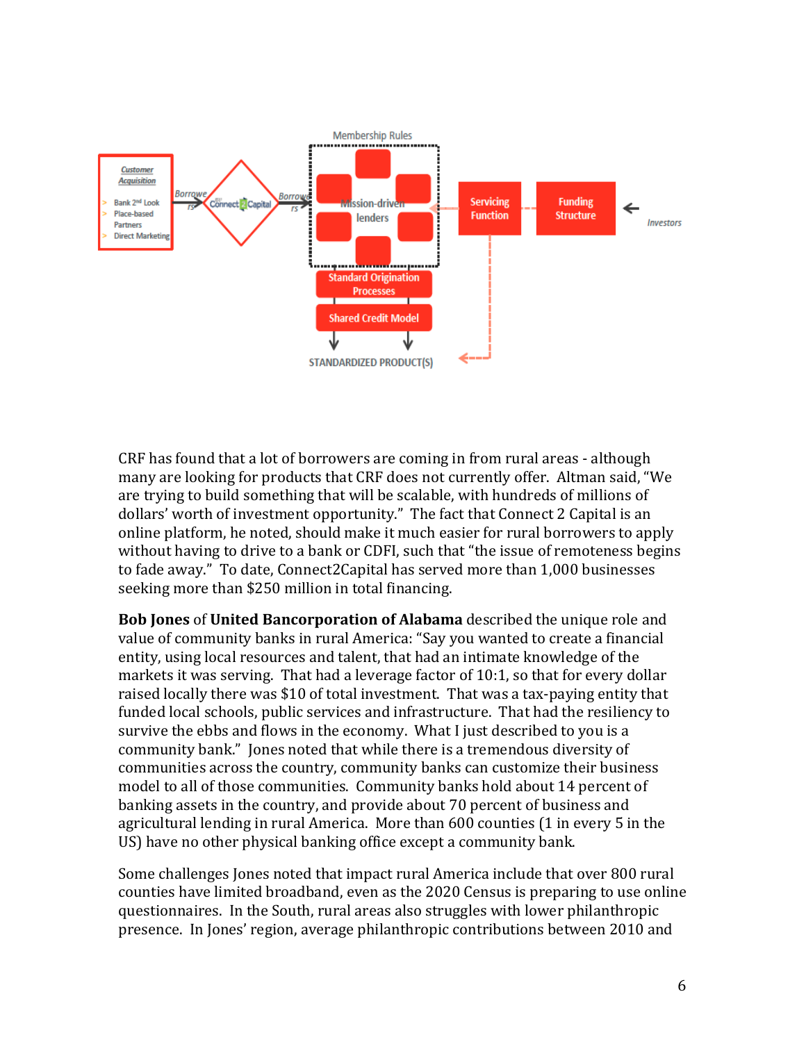CRF has found that a lot of borrowers are coming in from rural areas - although many are looking for products that CRF does not currently offer. Altman said, "We are trying to build something that will be scalable, with hundreds of millions of dollars' worth of investment opportunity." The fact that Connect 2 Capital is an online platform, he noted, should make it much easier for rural borrowers to apply without having to drive to a bank or CDFI, such that "the issue of remoteness begins to fade away." To date, Connect2Capital has served more than 1,000 businesses seeking more than $250 million in total financing.

**Bob Jones** of **United Bancorporation of Alabama** described the unique role and value of community banks in rural America: "Say you wanted to create a financial entity, using local resources and talent, that had an intimate knowledge of the markets it was serving. That had a leverage factor of 10:1, so that for every dollar raised locally there was $10 of total investment. That was a tax-paying entity that funded local schools, public services and infrastructure. That had the resiliency to survive the ebbs and flows in the economy. What I just described to you is a community bank." Jones noted that while there is a tremendous diversity of communities across the country, community banks can customize their business model to all of those communities. Community banks hold about 14 percent of banking assets in the country, and provide about 70 percent of business and agricultural lending in rural America. More than 600 counties (1 in every 5 in the US) have no other physical banking office except a community bank.

Some challenges Jones noted that impact rural America include that over 800 rural counties have limited broadband, even as the 2020 Census is preparing to use online questionnaires. In the South, rural areas also struggles with lower philanthropic presence. In Jones' region, average philanthropic contributions between 2010 and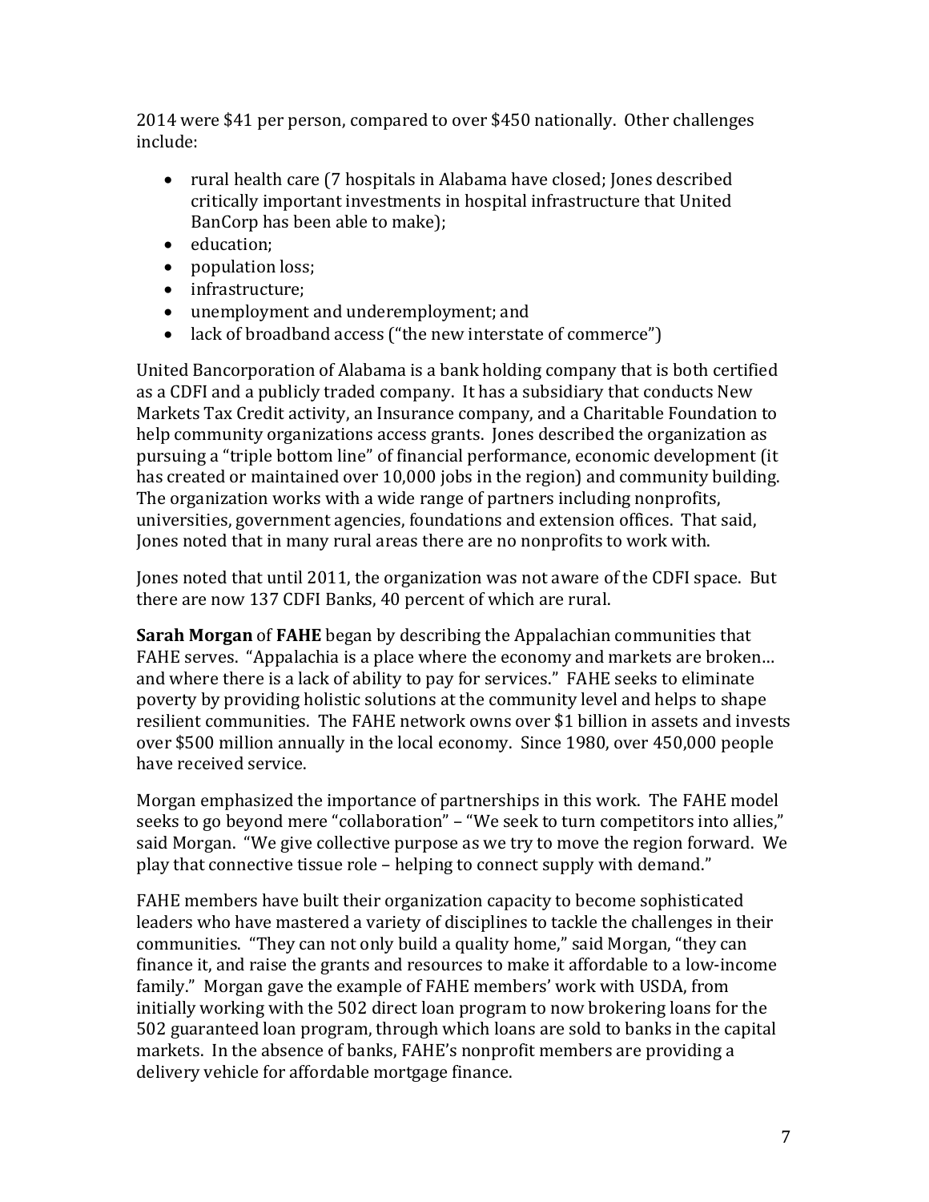2014 were $41 per person, compared to over $450 nationally. Other challenges include:

- rural health care (7 hospitals in Alabama have closed; Jones described critically important investments in hospital infrastructure that United BanCorp has been able to make);
- education;
- population loss;
- infrastructure;
- unemployment and underemployment; and
- lack of broadband access ("the new interstate of commerce")

United Bancorporation of Alabama is a bank holding company that is both certified as a CDFI and a publicly traded company. It has a subsidiary that conducts New Markets Tax Credit activity, an Insurance company, and a Charitable Foundation to help community organizations access grants. Jones described the organization as pursuing a "triple bottom line" of financial performance, economic development (it has created or maintained over 10,000 jobs in the region) and community building. The organization works with a wide range of partners including nonprofits, universities, government agencies, foundations and extension offices. That said, Jones noted that in many rural areas there are no nonprofits to work with.

Jones noted that until 2011, the organization was not aware of the CDFI space. But there are now 137 CDFI Banks, 40 percent of which are rural.

**Sarah Morgan** of **FAHE** began by describing the Appalachian communities that FAHE serves. "Appalachia is a place where the economy and markets are broken… and where there is a lack of ability to pay for services." FAHE seeks to eliminate poverty by providing holistic solutions at the community level and helps to shape resilient communities. The FAHE network owns over $1 billion in assets and invests over $500 million annually in the local economy. Since 1980, over 450,000 people have received service.

Morgan emphasized the importance of partnerships in this work. The FAHE model seeks to go beyond mere "collaboration" – "We seek to turn competitors into allies," said Morgan. "We give collective purpose as we try to move the region forward. We play that connective tissue role – helping to connect supply with demand."

FAHE members have built their organization capacity to become sophisticated leaders who have mastered a variety of disciplines to tackle the challenges in their communities. "They can not only build a quality home," said Morgan, "they can finance it, and raise the grants and resources to make it affordable to a low-income family." Morgan gave the example of FAHE members' work with USDA, from initially working with the 502 direct loan program to now brokering loans for the 502 guaranteed loan program, through which loans are sold to banks in the capital markets. In the absence of banks, FAHE's nonprofit members are providing a delivery vehicle for affordable mortgage finance.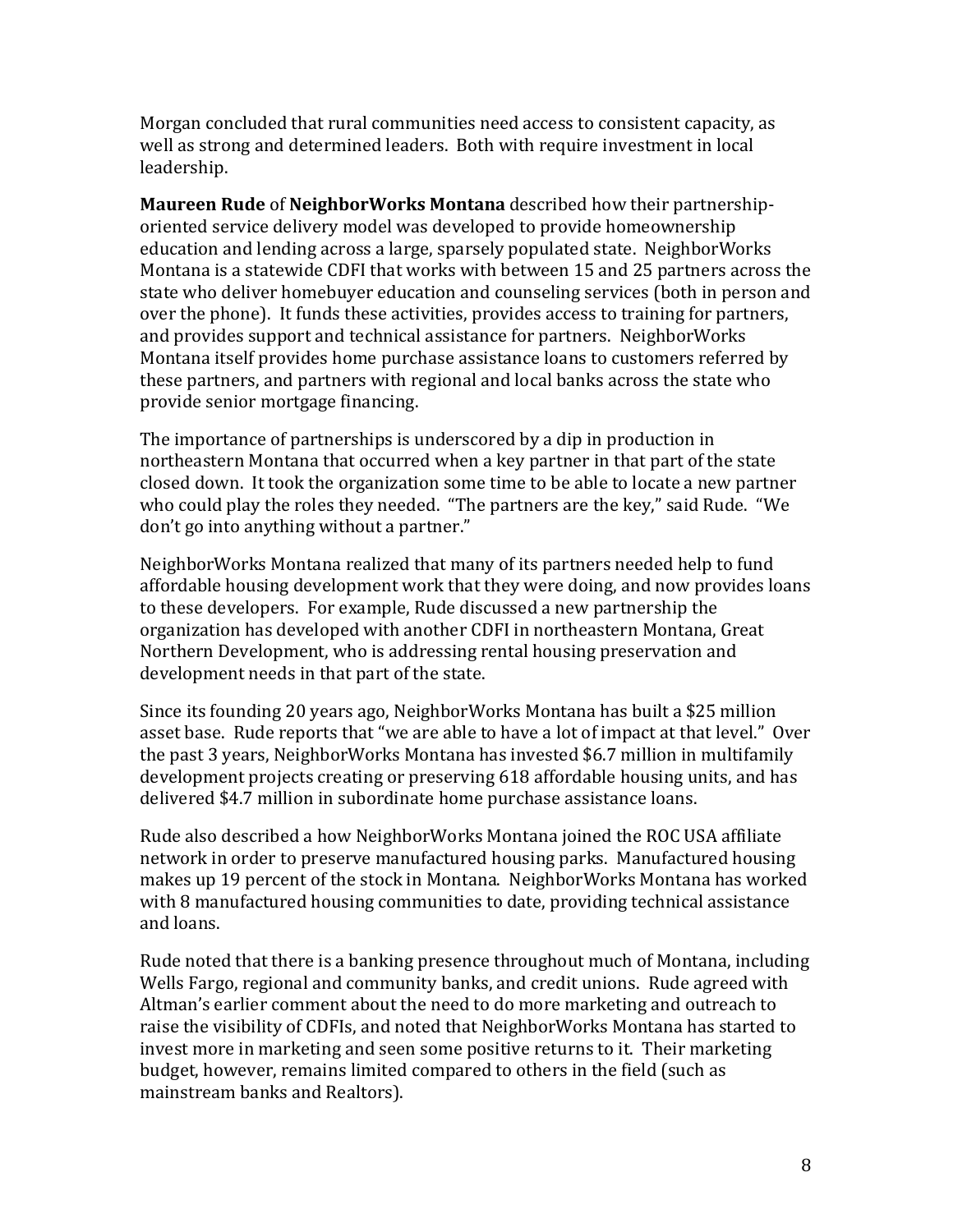Morgan concluded that rural communities need access to consistent capacity, as well as strong and determined leaders. Both with require investment in local leadership.

**Maureen Rude** of **NeighborWorks Montana** described how their partnership-oriented service delivery model was developed to provide homeownership education and lending across a large, sparsely populated state. NeighborWorks Montana is a statewide CDFI that works with between 15 and 25 partners across the state who deliver homebuyer education and counseling services (both in person and over the phone). It funds these activities, provides access to training for partners, and provides support and technical assistance for partners. NeighborWorks Montana itself provides home purchase assistance loans to customers referred by these partners, and partners with regional and local banks across the state who provide senior mortgage financing.

The importance of partnerships is underscored by a dip in production in northeastern Montana that occurred when a key partner in that part of the state closed down. It took the organization some time to be able to locate a new partner who could play the roles they needed. "The partners are the key," said Rude. "We don't go into anything without a partner."

NeighborWorks Montana realized that many of its partners needed help to fund affordable housing development work that they were doing, and now provides loans to these developers. For example, Rude discussed a new partnership the organization has developed with another CDFI in northeastern Montana, Great Northern Development, who is addressing rental housing preservation and development needs in that part of the state.

Since its founding 20 years ago, NeighborWorks Montana has built a $25 million asset base. Rude reports that "we are able to have a lot of impact at that level." Over the past 3 years, NeighborWorks Montana has invested $6.7 million in multifamily development projects creating or preserving 618 affordable housing units, and has delivered $4.7 million in subordinate home purchase assistance loans.

Rude also described a how NeighborWorks Montana joined the ROC USA affiliate network in order to preserve manufactured housing parks. Manufactured housing makes up 19 percent of the stock in Montana. NeighborWorks Montana has worked with 8 manufactured housing communities to date, providing technical assistance and loans.

Rude noted that there is a banking presence throughout much of Montana, including Wells Fargo, regional and community banks, and credit unions. Rude agreed with Altman's earlier comment about the need to do more marketing and outreach to raise the visibility of CDFIs, and noted that NeighborWorks Montana has started to invest more in marketing and seen some positive returns to it. Their marketing budget, however, remains limited compared to others in the field (such as mainstream banks and Realtors).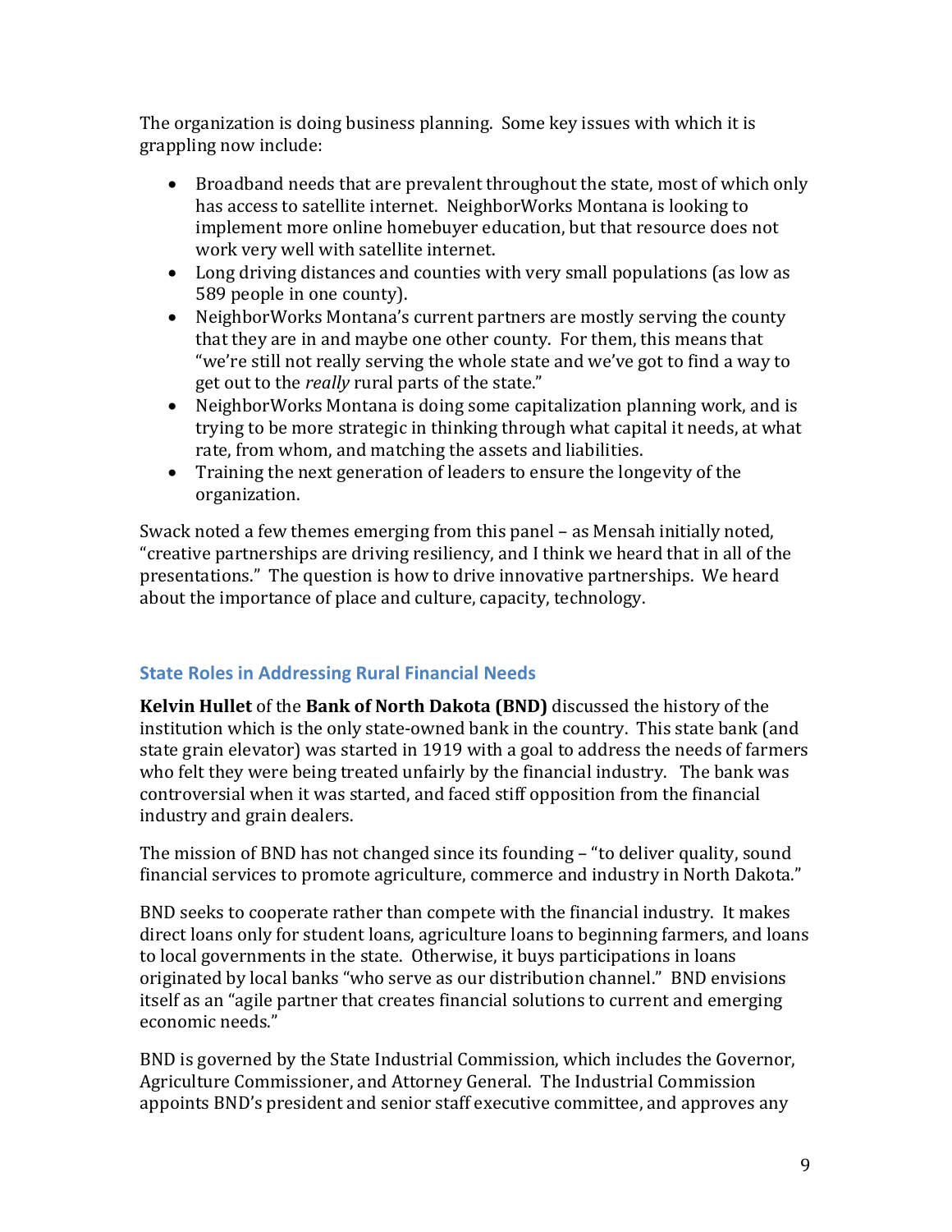The organization is doing business planning. Some key issues with which it is grappling now include:

- Broadband needs that are prevalent throughout the state, most of which only has access to satellite internet. NeighborWorks Montana is looking to implement more online homebuyer education, but that resource does not work very well with satellite internet.
- Long driving distances and counties with very small populations (as low as 589 people in one county).
- NeighborWorks Montana's current partners are mostly serving the county that they are in and maybe one other county. For them, this means that "we're still not really serving the whole state and we've got to find a way to get out to the *really* rural parts of the state."
- NeighborWorks Montana is doing some capitalization planning work, and is trying to be more strategic in thinking through what capital it needs, at what rate, from whom, and matching the assets and liabilities.
- Training the next generation of leaders to ensure the longevity of the organization.

Swack noted a few themes emerging from this panel – as Mensah initially noted, "creative partnerships are driving resiliency, and I think we heard that in all of the presentations." The question is how to drive innovative partnerships. We heard about the importance of place and culture, capacity, technology.

## State Roles in Addressing Rural Financial Needs

**Kelvin Hullet** of the **Bank of North Dakota (BND)** discussed the history of the institution which is the only state-owned bank in the country. This state bank (and state grain elevator) was started in 1919 with a goal to address the needs of farmers who felt they were being treated unfairly by the financial industry. The bank was controversial when it was started, and faced stiff opposition from the financial industry and grain dealers.

The mission of BND has not changed since its founding – "to deliver quality, sound financial services to promote agriculture, commerce and industry in North Dakota."

BND seeks to cooperate rather than compete with the financial industry. It makes direct loans only for student loans, agriculture loans to beginning farmers, and loans to local governments in the state. Otherwise, it buys participations in loans originated by local banks "who serve as our distribution channel." BND envisions itself as an "agile partner that creates financial solutions to current and emerging economic needs."

BND is governed by the State Industrial Commission, which includes the Governor, Agriculture Commissioner, and Attorney General. The Industrial Commission appoints BND's president and senior staff executive committee, and approves any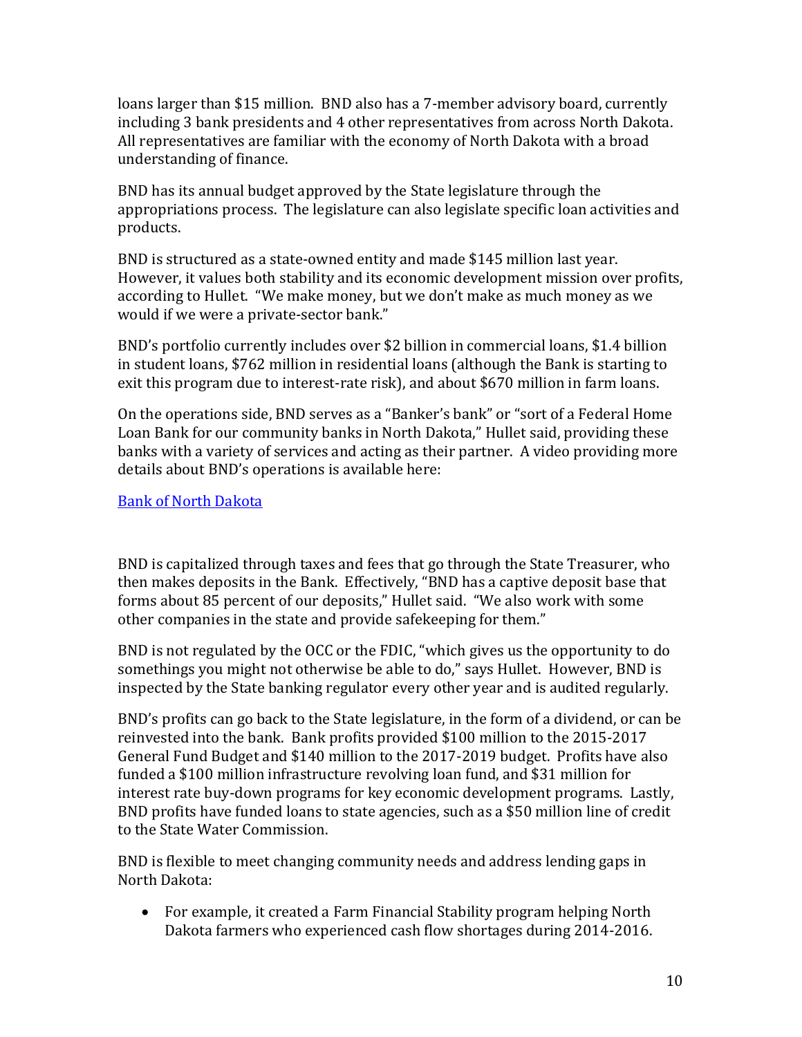loans larger than $15 million. BND also has a 7-member advisory board, currently including 3 bank presidents and 4 other representatives from across North Dakota. All representatives are familiar with the economy of North Dakota with a broad understanding of finance.

BND has its annual budget approved by the State legislature through the appropriations process. The legislature can also legislate specific loan activities and products.

BND is structured as a state-owned entity and made $145 million last year. However, it values both stability and its economic development mission over profits, according to Hullet. "We make money, but we don't make as much money as we would if we were a private-sector bank."

BND's portfolio currently includes over $2 billion in commercial loans, $1.4 billion in student loans, $762 million in residential loans (although the Bank is starting to exit this program due to interest-rate risk), and about $670 million in farm loans.

On the operations side, BND serves as a "Banker's bank" or "sort of a Federal Home Loan Bank for our community banks in North Dakota," Hullet said, providing these banks with a variety of services and acting as their partner. A video providing more details about BND's operations is available here:

[Bank of North Dakota]

BND is capitalized through taxes and fees that go through the State Treasurer, who then makes deposits in the Bank. Effectively, "BND has a captive deposit base that forms about 85 percent of our deposits," Hullet said. "We also work with some other companies in the state and provide safekeeping for them."

BND is not regulated by the OCC or the FDIC, "which gives us the opportunity to do somethings you might not otherwise be able to do," says Hullet. However, BND is inspected by the State banking regulator every other year and is audited regularly.

BND's profits can go back to the State legislature, in the form of a dividend, or can be reinvested into the bank. Bank profits provided $100 million to the 2015-2017 General Fund Budget and $140 million to the 2017-2019 budget. Profits have also funded a $100 million infrastructure revolving loan fund, and $31 million for interest rate buy-down programs for key economic development programs. Lastly, BND profits have funded loans to state agencies, such as a $50 million line of credit to the State Water Commission.

BND is flexible to meet changing community needs and address lending gaps in North Dakota:

- For example, it created a Farm Financial Stability program helping North Dakota farmers who experienced cash flow shortages during 2014-2016.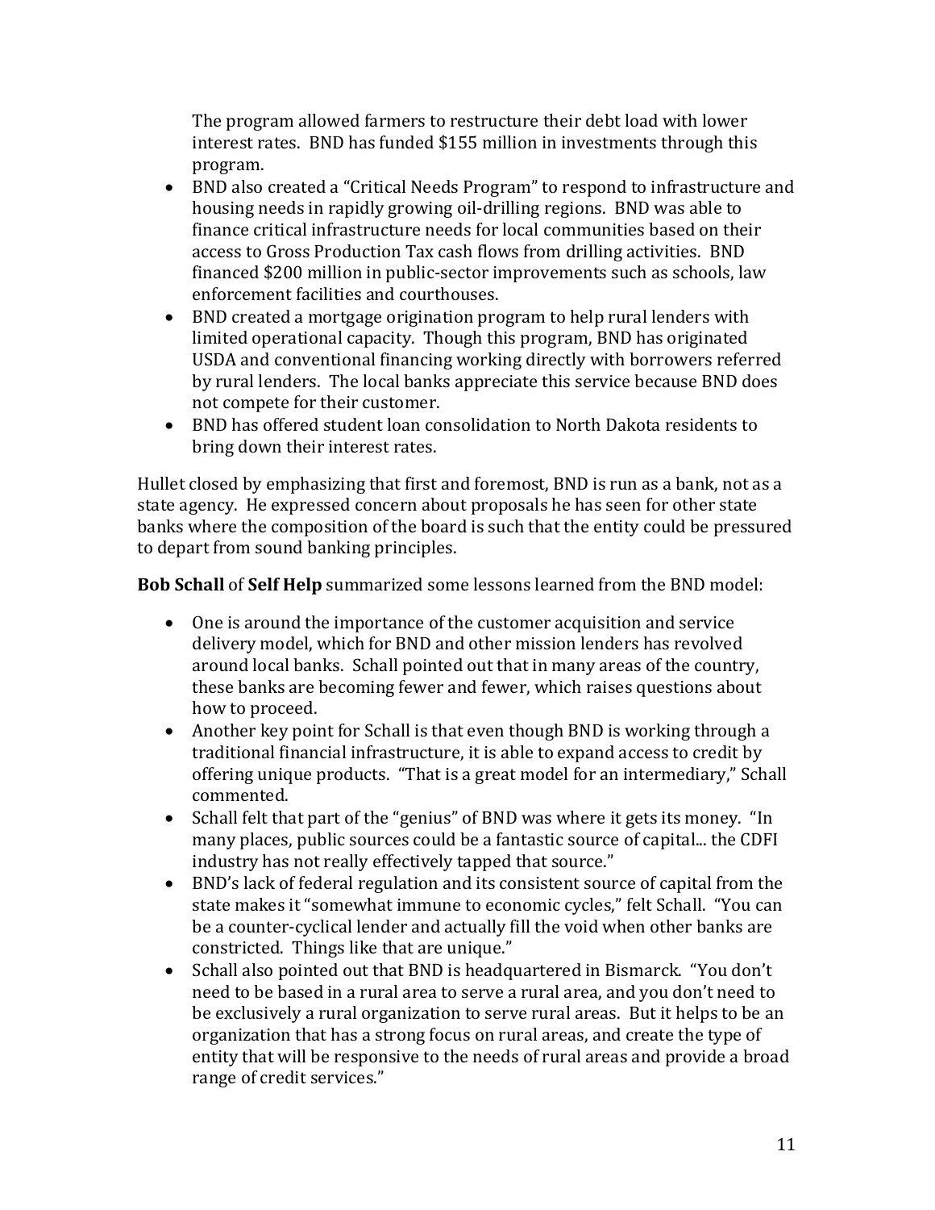The program allowed farmers to restructure their debt load with lower interest rates. BND has funded $155 million in investments through this program.

- BND also created a "Critical Needs Program" to respond to infrastructure and housing needs in rapidly growing oil-drilling regions. BND was able to finance critical infrastructure needs for local communities based on their access to Gross Production Tax cash flows from drilling activities. BND financed $200 million in public-sector improvements such as schools, law enforcement facilities and courthouses.
- BND created a mortgage origination program to help rural lenders with limited operational capacity. Though this program, BND has originated USDA and conventional financing working directly with borrowers referred by rural lenders. The local banks appreciate this service because BND does not compete for their customer.
- BND has offered student loan consolidation to North Dakota residents to bring down their interest rates.

Hullet closed by emphasizing that first and foremost, BND is run as a bank, not as a state agency. He expressed concern about proposals he has seen for other state banks where the composition of the board is such that the entity could be pressured to depart from sound banking principles.

**Bob Schall** of **Self Help** summarized some lessons learned from the BND model:

- One is around the importance of the customer acquisition and service delivery model, which for BND and other mission lenders has revolved around local banks. Schall pointed out that in many areas of the country, these banks are becoming fewer and fewer, which raises questions about how to proceed.
- Another key point for Schall is that even though BND is working through a traditional financial infrastructure, it is able to expand access to credit by offering unique products. "That is a great model for an intermediary," Schall commented.
- Schall felt that part of the "genius" of BND was where it gets its money. "In many places, public sources could be a fantastic source of capital... the CDFI industry has not really effectively tapped that source."
- BND's lack of federal regulation and its consistent source of capital from the state makes it "somewhat immune to economic cycles," felt Schall. "You can be a counter-cyclical lender and actually fill the void when other banks are constricted. Things like that are unique."
- Schall also pointed out that BND is headquartered in Bismarck. "You don't need to be based in a rural area to serve a rural area, and you don't need to be exclusively a rural organization to serve rural areas. But it helps to be an organization that has a strong focus on rural areas, and create the type of entity that will be responsive to the needs of rural areas and provide a broad range of credit services."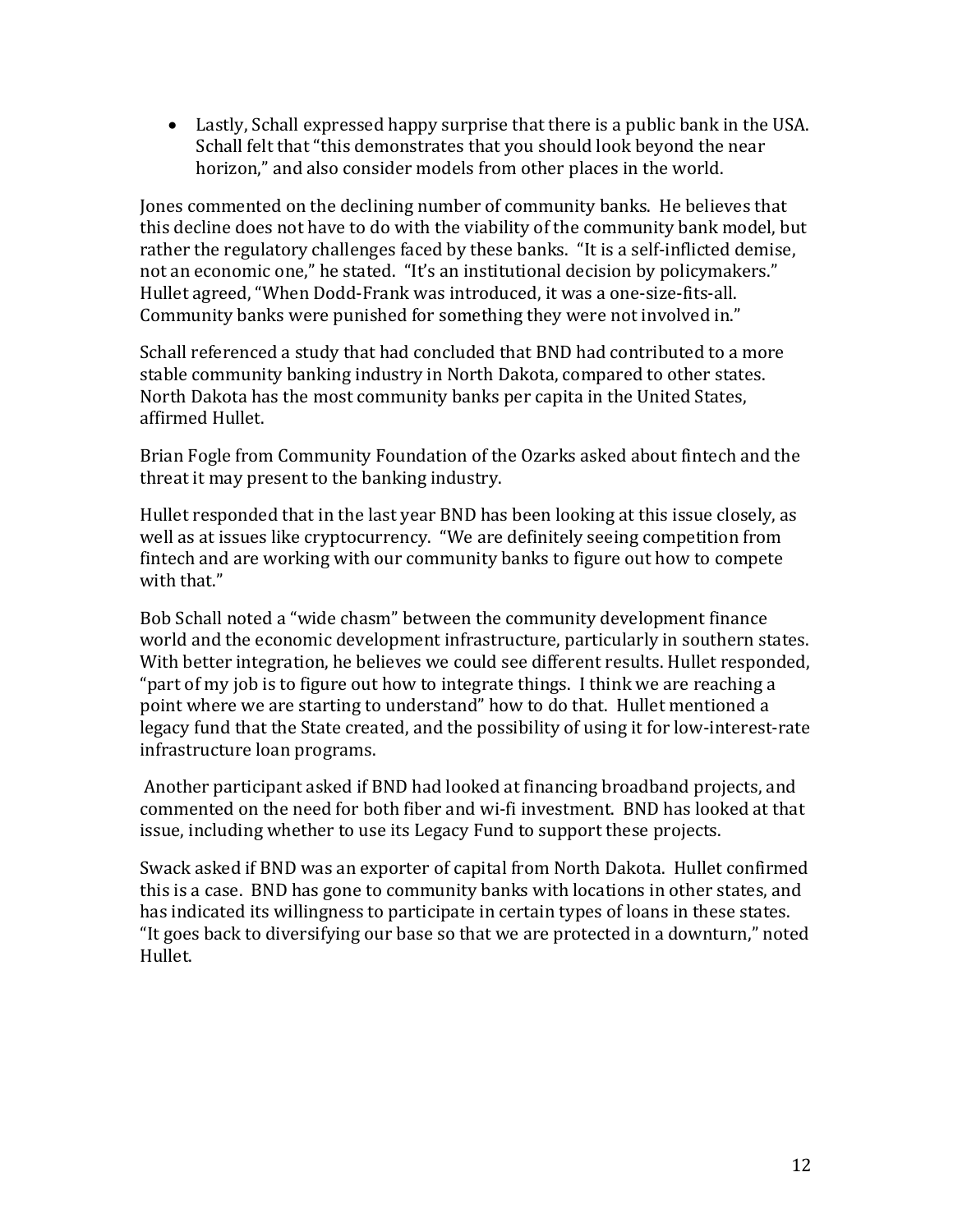- Lastly, Schall expressed happy surprise that there is a public bank in the USA. Schall felt that "this demonstrates that you should look beyond the near horizon," and also consider models from other places in the world.

Jones commented on the declining number of community banks. He believes that this decline does not have to do with the viability of the community bank model, but rather the regulatory challenges faced by these banks. "It is a self-inflicted demise, not an economic one," he stated. "It's an institutional decision by policymakers." Hullet agreed, "When Dodd-Frank was introduced, it was a one-size-fits-all. Community banks were punished for something they were not involved in."

Schall referenced a study that had concluded that BND had contributed to a more stable community banking industry in North Dakota, compared to other states. North Dakota has the most community banks per capita in the United States, affirmed Hullet.

Brian Fogle from Community Foundation of the Ozarks asked about fintech and the threat it may present to the banking industry.

Hullet responded that in the last year BND has been looking at this issue closely, as well as at issues like cryptocurrency. "We are definitely seeing competition from fintech and are working with our community banks to figure out how to compete with that."

Bob Schall noted a "wide chasm" between the community development finance world and the economic development infrastructure, particularly in southern states. With better integration, he believes we could see different results. Hullet responded, "part of my job is to figure out how to integrate things. I think we are reaching a point where we are starting to understand" how to do that. Hullet mentioned a legacy fund that the State created, and the possibility of using it for low-interest-rate infrastructure loan programs.

Another participant asked if BND had looked at financing broadband projects, and commented on the need for both fiber and wi-fi investment. BND has looked at that issue, including whether to use its Legacy Fund to support these projects.

Swack asked if BND was an exporter of capital from North Dakota. Hullet confirmed this is a case. BND has gone to community banks with locations in other states, and has indicated its willingness to participate in certain types of loans in these states. "It goes back to diversifying our base so that we are protected in a downturn," noted Hullet.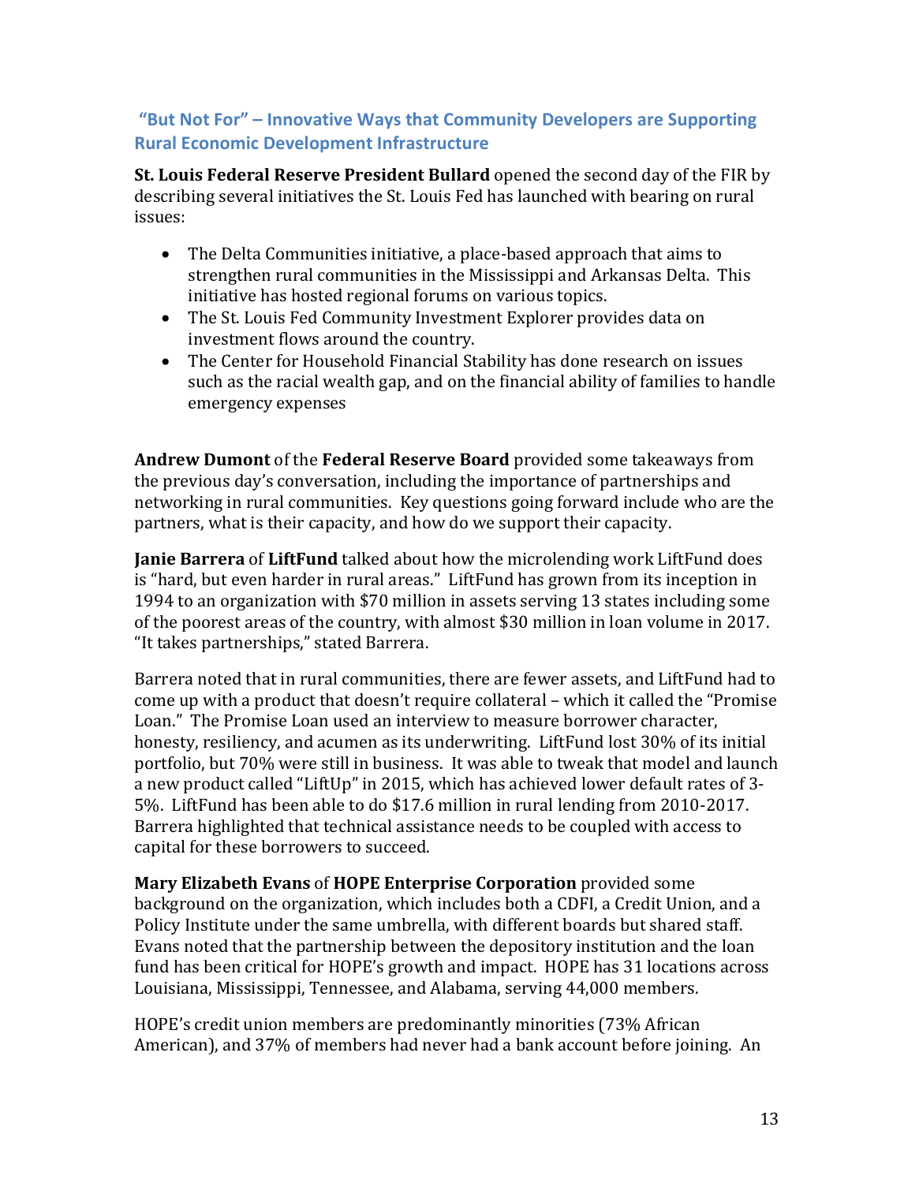## "But Not For" – Innovative Ways that Community Developers are Supporting Rural Economic Development Infrastructure

**St. Louis Federal Reserve President Bullard** opened the second day of the FIR by describing several initiatives the St. Louis Fed has launched with bearing on rural issues:

- The Delta Communities initiative, a place-based approach that aims to strengthen rural communities in the Mississippi and Arkansas Delta. This initiative has hosted regional forums on various topics.
- The St. Louis Fed Community Investment Explorer provides data on investment flows around the country.
- The Center for Household Financial Stability has done research on issues such as the racial wealth gap, and on the financial ability of families to handle emergency expenses

**Andrew Dumont** of the **Federal Reserve Board** provided some takeaways from the previous day's conversation, including the importance of partnerships and networking in rural communities. Key questions going forward include who are the partners, what is their capacity, and how do we support their capacity.

**Janie Barrera** of **LiftFund** talked about how the microlending work LiftFund does is "hard, but even harder in rural areas." LiftFund has grown from its inception in 1994 to an organization with $70 million in assets serving 13 states including some of the poorest areas of the country, with almost $30 million in loan volume in 2017. "It takes partnerships," stated Barrera.

Barrera noted that in rural communities, there are fewer assets, and LiftFund had to come up with a product that doesn't require collateral – which it called the "Promise Loan." The Promise Loan used an interview to measure borrower character, honesty, resiliency, and acumen as its underwriting. LiftFund lost 30% of its initial portfolio, but 70% were still in business. It was able to tweak that model and launch a new product called "LiftUp" in 2015, which has achieved lower default rates of 3-5%. LiftFund has been able to do $17.6 million in rural lending from 2010-2017. Barrera highlighted that technical assistance needs to be coupled with access to capital for these borrowers to succeed.

**Mary Elizabeth Evans** of **HOPE Enterprise Corporation** provided some background on the organization, which includes both a CDFI, a Credit Union, and a Policy Institute under the same umbrella, with different boards but shared staff. Evans noted that the partnership between the depository institution and the loan fund has been critical for HOPE's growth and impact. HOPE has 31 locations across Louisiana, Mississippi, Tennessee, and Alabama, serving 44,000 members.

HOPE's credit union members are predominantly minorities (73% African American), and 37% of members had never had a bank account before joining. An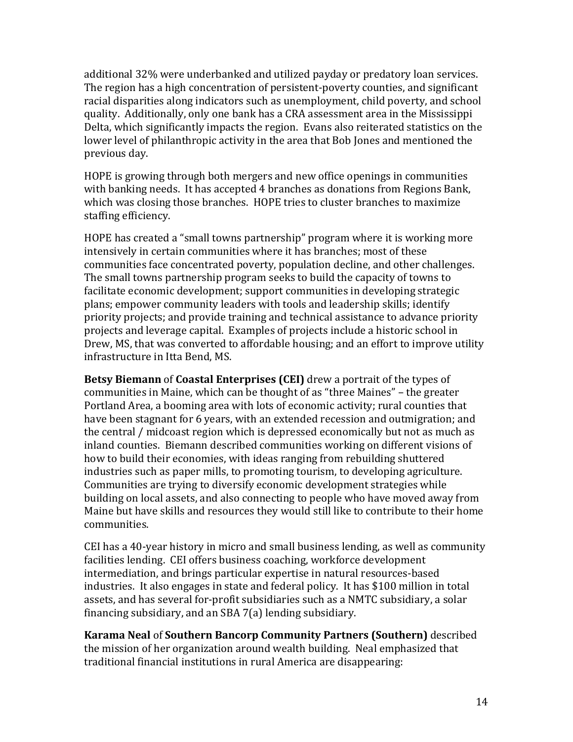additional 32% were underbanked and utilized payday or predatory loan services. The region has a high concentration of persistent-poverty counties, and significant racial disparities along indicators such as unemployment, child poverty, and school quality. Additionally, only one bank has a CRA assessment area in the Mississippi Delta, which significantly impacts the region. Evans also reiterated statistics on the lower level of philanthropic activity in the area that Bob Jones and mentioned the previous day.

HOPE is growing through both mergers and new office openings in communities with banking needs. It has accepted 4 branches as donations from Regions Bank, which was closing those branches. HOPE tries to cluster branches to maximize staffing efficiency.

HOPE has created a "small towns partnership" program where it is working more intensively in certain communities where it has branches; most of these communities face concentrated poverty, population decline, and other challenges. The small towns partnership program seeks to build the capacity of towns to facilitate economic development; support communities in developing strategic plans; empower community leaders with tools and leadership skills; identify priority projects; and provide training and technical assistance to advance priority projects and leverage capital. Examples of projects include a historic school in Drew, MS, that was converted to affordable housing; and an effort to improve utility infrastructure in Itta Bend, MS.

**Betsy Biemann** of **Coastal Enterprises (CEI)** drew a portrait of the types of communities in Maine, which can be thought of as "three Maines" – the greater Portland Area, a booming area with lots of economic activity; rural counties that have been stagnant for 6 years, with an extended recession and outmigration; and the central / midcoast region which is depressed economically but not as much as inland counties. Biemann described communities working on different visions of how to build their economies, with ideas ranging from rebuilding shuttered industries such as paper mills, to promoting tourism, to developing agriculture. Communities are trying to diversify economic development strategies while building on local assets, and also connecting to people who have moved away from Maine but have skills and resources they would still like to contribute to their home communities.

CEI has a 40-year history in micro and small business lending, as well as community facilities lending. CEI offers business coaching, workforce development intermediation, and brings particular expertise in natural resources-based industries. It also engages in state and federal policy. It has $100 million in total assets, and has several for-profit subsidiaries such as a NMTC subsidiary, a solar financing subsidiary, and an SBA 7(a) lending subsidiary.

**Karama Neal** of **Southern Bancorp Community Partners (Southern)** described the mission of her organization around wealth building. Neal emphasized that traditional financial institutions in rural America are disappearing: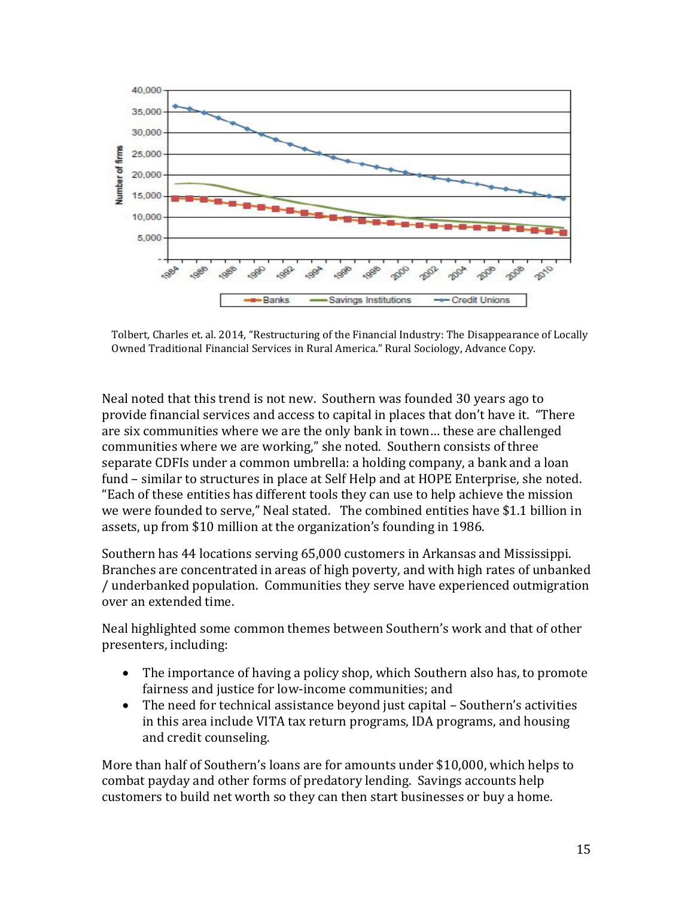Tolbert, Charles et. al. 2014, "Restructuring of the Financial Industry: The Disappearance of Locally Owned Traditional Financial Services in Rural America." Rural Sociology, Advance Copy.

Neal noted that this trend is not new. Southern was founded 30 years ago to provide financial services and access to capital in places that don't have it. "There are six communities where we are the only bank in town… these are challenged communities where we are working," she noted. Southern consists of three separate CDFIs under a common umbrella: a holding company, a bank and a loan fund – similar to structures in place at Self Help and at HOPE Enterprise, she noted. "Each of these entities has different tools they can use to help achieve the mission we were founded to serve," Neal stated. The combined entities have $1.1 billion in assets, up from $10 million at the organization's founding in 1986.

Southern has 44 locations serving 65,000 customers in Arkansas and Mississippi. Branches are concentrated in areas of high poverty, and with high rates of unbanked / underbanked population. Communities they serve have experienced outmigration over an extended time.

Neal highlighted some common themes between Southern's work and that of other presenters, including:

- The importance of having a policy shop, which Southern also has, to promote fairness and justice for low-income communities; and
- The need for technical assistance beyond just capital – Southern's activities in this area include VITA tax return programs, IDA programs, and housing and credit counseling.

More than half of Southern's loans are for amounts under $10,000, which helps to combat payday and other forms of predatory lending. Savings accounts help customers to build net worth so they can then start businesses or buy a home.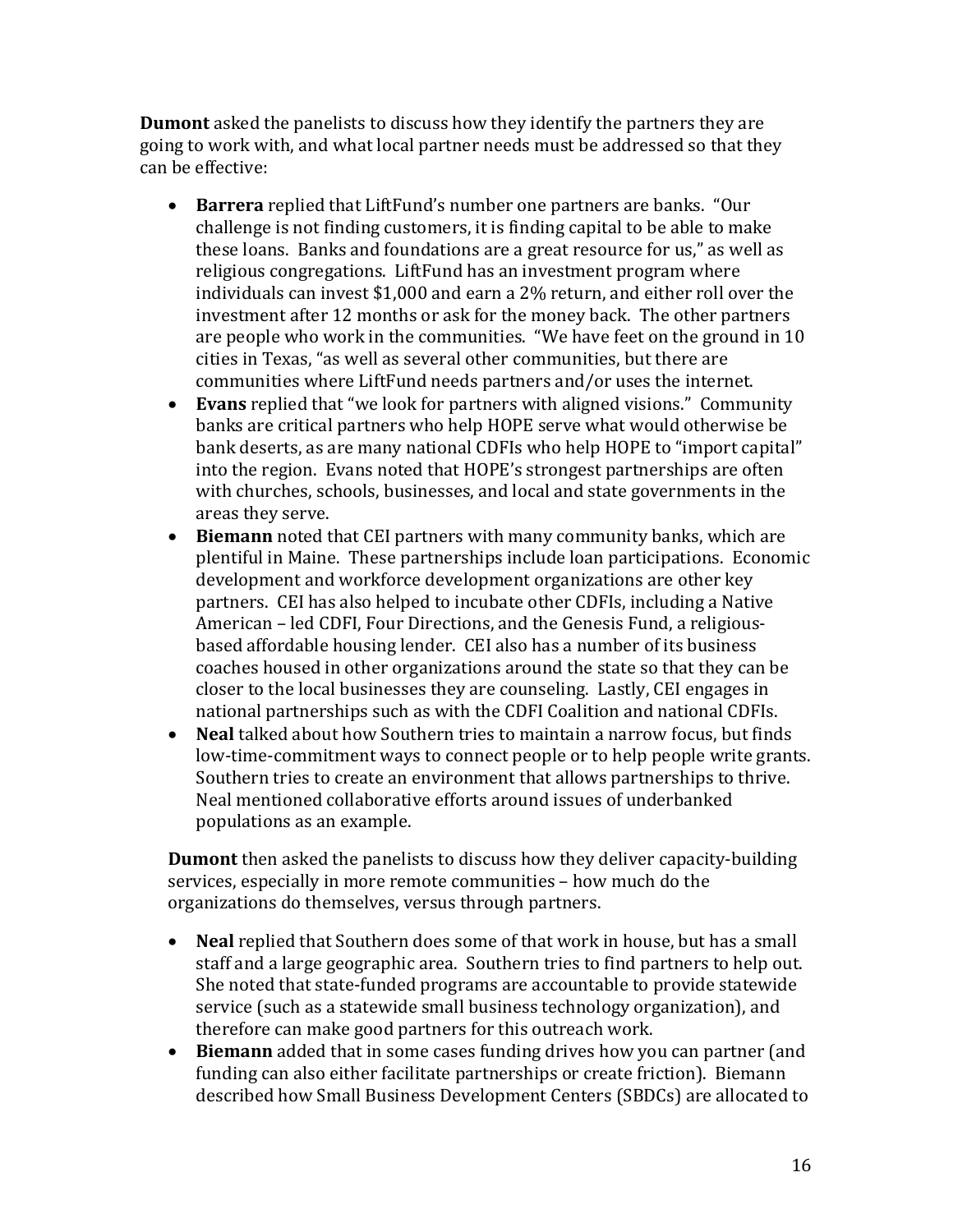**Dumont** asked the panelists to discuss how they identify the partners they are going to work with, and what local partner needs must be addressed so that they can be effective:

- **Barrera** replied that LiftFund's number one partners are banks. "Our challenge is not finding customers, it is finding capital to be able to make these loans. Banks and foundations are a great resource for us," as well as religious congregations. LiftFund has an investment program where individuals can invest $1,000 and earn a 2% return, and either roll over the investment after 12 months or ask for the money back. The other partners are people who work in the communities. "We have feet on the ground in 10 cities in Texas, "as well as several other communities, but there are communities where LiftFund needs partners and/or uses the internet.
- **Evans** replied that "we look for partners with aligned visions." Community banks are critical partners who help HOPE serve what would otherwise be bank deserts, as are many national CDFIs who help HOPE to "import capital" into the region. Evans noted that HOPE's strongest partnerships are often with churches, schools, businesses, and local and state governments in the areas they serve.
- **Biemann** noted that CEI partners with many community banks, which are plentiful in Maine. These partnerships include loan participations. Economic development and workforce development organizations are other key partners. CEI has also helped to incubate other CDFIs, including a Native American – led CDFI, Four Directions, and the Genesis Fund, a religious-based affordable housing lender. CEI also has a number of its business coaches housed in other organizations around the state so that they can be closer to the local businesses they are counseling. Lastly, CEI engages in national partnerships such as with the CDFI Coalition and national CDFIs.
- **Neal** talked about how Southern tries to maintain a narrow focus, but finds low-time-commitment ways to connect people or to help people write grants. Southern tries to create an environment that allows partnerships to thrive. Neal mentioned collaborative efforts around issues of underbanked populations as an example.

**Dumont** then asked the panelists to discuss how they deliver capacity-building services, especially in more remote communities – how much do the organizations do themselves, versus through partners.

- **Neal** replied that Southern does some of that work in house, but has a small staff and a large geographic area. Southern tries to find partners to help out. She noted that state-funded programs are accountable to provide statewide service (such as a statewide small business technology organization), and therefore can make good partners for this outreach work.
- **Biemann** added that in some cases funding drives how you can partner (and funding can also either facilitate partnerships or create friction). Biemann described how Small Business Development Centers (SBDCs) are allocated to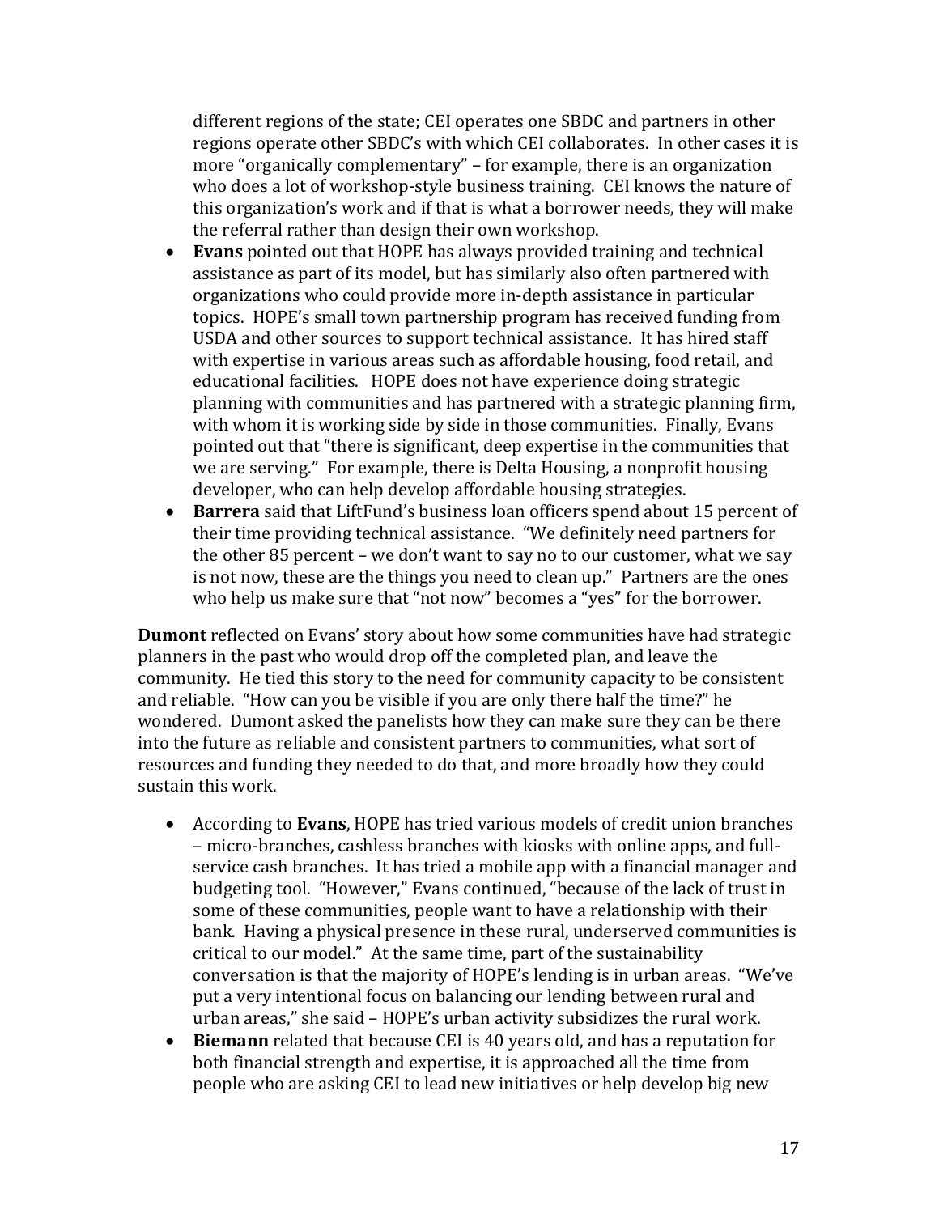different regions of the state; CEI operates one SBDC and partners in other regions operate other SBDC's with which CEI collaborates. In other cases it is more "organically complementary" – for example, there is an organization who does a lot of workshop-style business training. CEI knows the nature of this organization's work and if that is what a borrower needs, they will make the referral rather than design their own workshop.

- **Evans** pointed out that HOPE has always provided training and technical assistance as part of its model, but has similarly also often partnered with organizations who could provide more in-depth assistance in particular topics. HOPE's small town partnership program has received funding from USDA and other sources to support technical assistance. It has hired staff with expertise in various areas such as affordable housing, food retail, and educational facilities. HOPE does not have experience doing strategic planning with communities and has partnered with a strategic planning firm, with whom it is working side by side in those communities. Finally, Evans pointed out that "there is significant, deep expertise in the communities that we are serving." For example, there is Delta Housing, a nonprofit housing developer, who can help develop affordable housing strategies.
- **Barrera** said that LiftFund's business loan officers spend about 15 percent of their time providing technical assistance. "We definitely need partners for the other 85 percent – we don't want to say no to our customer, what we say is not now, these are the things you need to clean up." Partners are the ones who help us make sure that "not now" becomes a "yes" for the borrower.

**Dumont** reflected on Evans' story about how some communities have had strategic planners in the past who would drop off the completed plan, and leave the community. He tied this story to the need for community capacity to be consistent and reliable. "How can you be visible if you are only there half the time?" he wondered. Dumont asked the panelists how they can make sure they can be there into the future as reliable and consistent partners to communities, what sort of resources and funding they needed to do that, and more broadly how they could sustain this work.

- According to **Evans**, HOPE has tried various models of credit union branches – micro-branches, cashless branches with kiosks with online apps, and full-service cash branches. It has tried a mobile app with a financial manager and budgeting tool. "However," Evans continued, "because of the lack of trust in some of these communities, people want to have a relationship with their bank. Having a physical presence in these rural, underserved communities is critical to our model." At the same time, part of the sustainability conversation is that the majority of HOPE's lending is in urban areas. "We've put a very intentional focus on balancing our lending between rural and urban areas," she said – HOPE's urban activity subsidizes the rural work.
- **Biemann** related that because CEI is 40 years old, and has a reputation for both financial strength and expertise, it is approached all the time from people who are asking CEI to lead new initiatives or help develop big new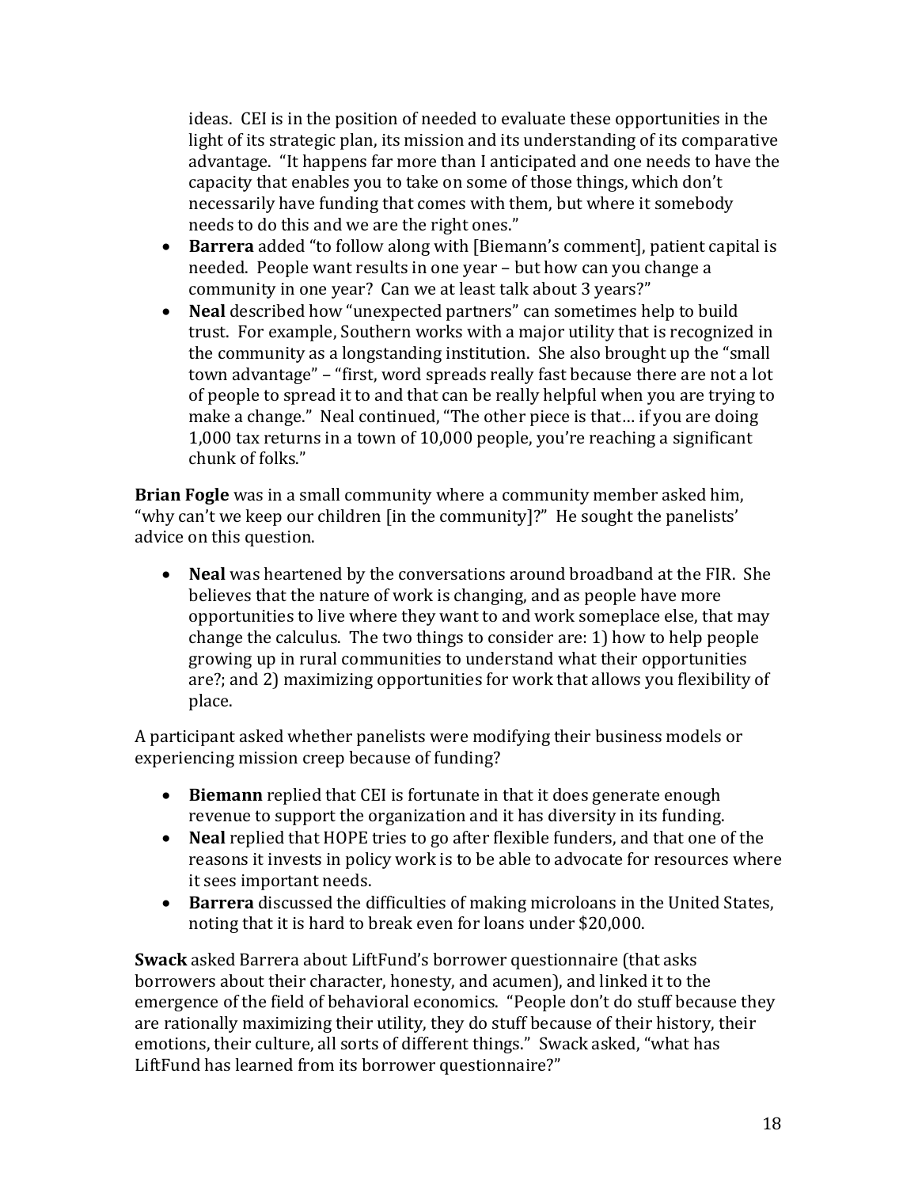ideas. CEI is in the position of needed to evaluate these opportunities in the light of its strategic plan, its mission and its understanding of its comparative advantage. "It happens far more than I anticipated and one needs to have the capacity that enables you to take on some of those things, which don't necessarily have funding that comes with them, but where it somebody needs to do this and we are the right ones."

- **Barrera** added "to follow along with [Biemann's comment], patient capital is needed. People want results in one year – but how can you change a community in one year? Can we at least talk about 3 years?"
- **Neal** described how "unexpected partners" can sometimes help to build trust. For example, Southern works with a major utility that is recognized in the community as a longstanding institution. She also brought up the "small town advantage" – "first, word spreads really fast because there are not a lot of people to spread it to and that can be really helpful when you are trying to make a change." Neal continued, "The other piece is that… if you are doing 1,000 tax returns in a town of 10,000 people, you're reaching a significant chunk of folks."

**Brian Fogle** was in a small community where a community member asked him, "why can't we keep our children [in the community]?" He sought the panelists' advice on this question.

- **Neal** was heartened by the conversations around broadband at the FIR. She believes that the nature of work is changing, and as people have more opportunities to live where they want to and work someplace else, that may change the calculus. The two things to consider are: 1) how to help people growing up in rural communities to understand what their opportunities are?; and 2) maximizing opportunities for work that allows you flexibility of place.

A participant asked whether panelists were modifying their business models or experiencing mission creep because of funding?

- **Biemann** replied that CEI is fortunate in that it does generate enough revenue to support the organization and it has diversity in its funding.
- **Neal** replied that HOPE tries to go after flexible funders, and that one of the reasons it invests in policy work is to be able to advocate for resources where it sees important needs.
- **Barrera** discussed the difficulties of making microloans in the United States, noting that it is hard to break even for loans under $20,000.

**Swack** asked Barrera about LiftFund's borrower questionnaire (that asks borrowers about their character, honesty, and acumen), and linked it to the emergence of the field of behavioral economics. "People don't do stuff because they are rationally maximizing their utility, they do stuff because of their history, their emotions, their culture, all sorts of different things." Swack asked, "what has LiftFund has learned from its borrower questionnaire?"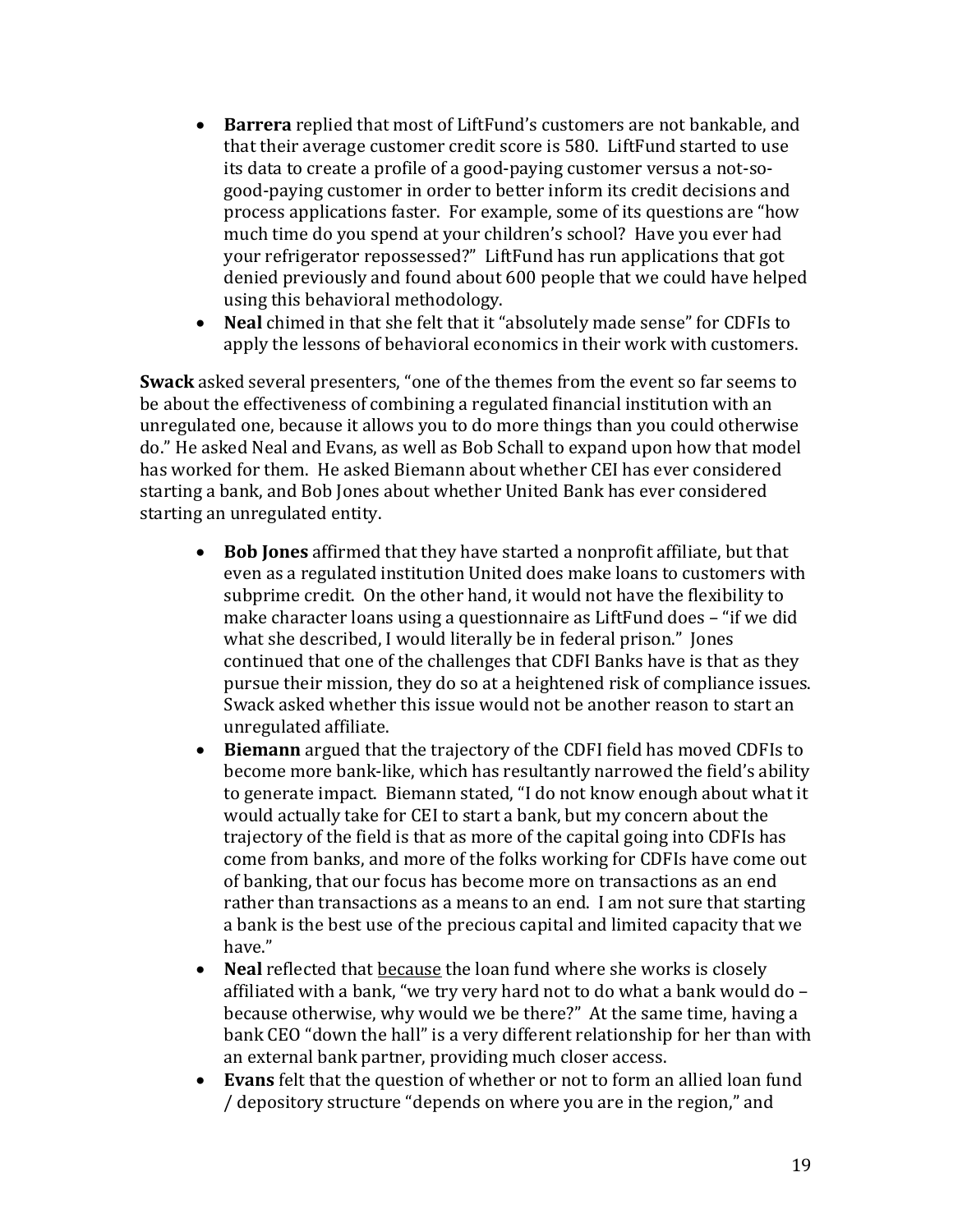- **Barrera** replied that most of LiftFund's customers are not bankable, and that their average customer credit score is 580. LiftFund started to use its data to create a profile of a good-paying customer versus a not-so-good-paying customer in order to better inform its credit decisions and process applications faster. For example, some of its questions are "how much time do you spend at your children's school? Have you ever had your refrigerator repossessed?" LiftFund has run applications that got denied previously and found about 600 people that we could have helped using this behavioral methodology.
- **Neal** chimed in that she felt that it "absolutely made sense" for CDFIs to apply the lessons of behavioral economics in their work with customers.

**Swack** asked several presenters, "one of the themes from the event so far seems to be about the effectiveness of combining a regulated financial institution with an unregulated one, because it allows you to do more things than you could otherwise do." He asked Neal and Evans, as well as Bob Schall to expand upon how that model has worked for them. He asked Biemann about whether CEI has ever considered starting a bank, and Bob Jones about whether United Bank has ever considered starting an unregulated entity.

- **Bob Jones** affirmed that they have started a nonprofit affiliate, but that even as a regulated institution United does make loans to customers with subprime credit. On the other hand, it would not have the flexibility to make character loans using a questionnaire as LiftFund does – "if we did what she described, I would literally be in federal prison." Jones continued that one of the challenges that CDFI Banks have is that as they pursue their mission, they do so at a heightened risk of compliance issues. Swack asked whether this issue would not be another reason to start an unregulated affiliate.
- **Biemann** argued that the trajectory of the CDFI field has moved CDFIs to become more bank-like, which has resultantly narrowed the field's ability to generate impact. Biemann stated, "I do not know enough about what it would actually take for CEI to start a bank, but my concern about the trajectory of the field is that as more of the capital going into CDFIs has come from banks, and more of the folks working for CDFIs have come out of banking, that our focus has become more on transactions as an end rather than transactions as a means to an end. I am not sure that starting a bank is the best use of the precious capital and limited capacity that we have."
- **Neal** reflected that <u>because</u> the loan fund where she works is closely affiliated with a bank, "we try very hard not to do what a bank would do – because otherwise, why would we be there?" At the same time, having a bank CEO "down the hall" is a very different relationship for her than with an external bank partner, providing much closer access.
- **Evans** felt that the question of whether or not to form an allied loan fund / depository structure "depends on where you are in the region," and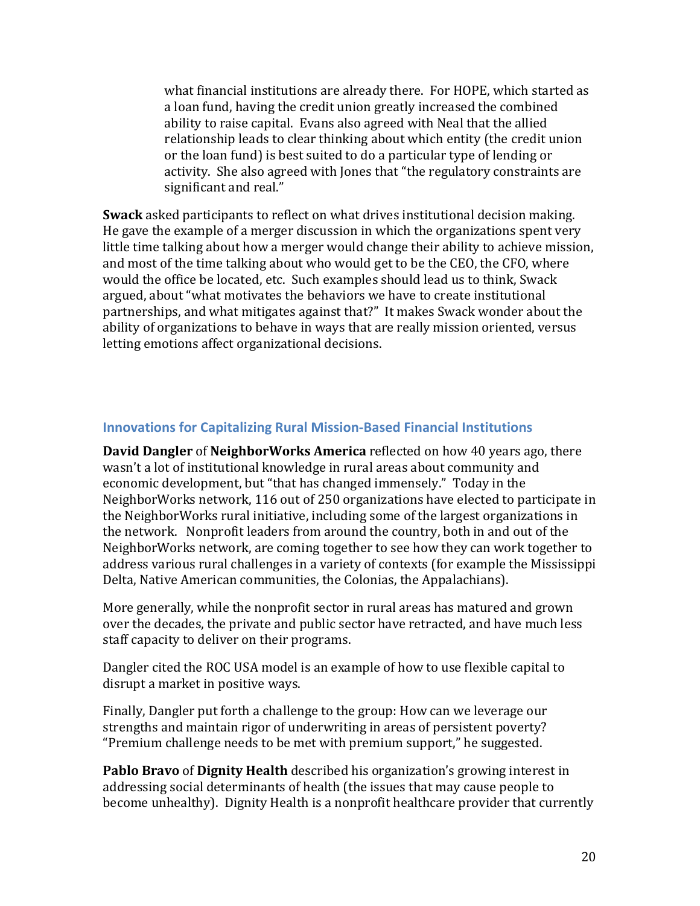what financial institutions are already there. For HOPE, which started as a loan fund, having the credit union greatly increased the combined ability to raise capital. Evans also agreed with Neal that the allied relationship leads to clear thinking about which entity (the credit union or the loan fund) is best suited to do a particular type of lending or activity. She also agreed with Jones that "the regulatory constraints are significant and real."

**Swack** asked participants to reflect on what drives institutional decision making. He gave the example of a merger discussion in which the organizations spent very little time talking about how a merger would change their ability to achieve mission, and most of the time talking about who would get to be the CEO, the CFO, where would the office be located, etc. Such examples should lead us to think, Swack argued, about "what motivates the behaviors we have to create institutional partnerships, and what mitigates against that?" It makes Swack wonder about the ability of organizations to behave in ways that are really mission oriented, versus letting emotions affect organizational decisions.

### Innovations for Capitalizing Rural Mission-Based Financial Institutions

**David Dangler** of **NeighborWorks America** reflected on how 40 years ago, there wasn't a lot of institutional knowledge in rural areas about community and economic development, but "that has changed immensely." Today in the NeighborWorks network, 116 out of 250 organizations have elected to participate in the NeighborWorks rural initiative, including some of the largest organizations in the network. Nonprofit leaders from around the country, both in and out of the NeighborWorks network, are coming together to see how they can work together to address various rural challenges in a variety of contexts (for example the Mississippi Delta, Native American communities, the Colonias, the Appalachians).

More generally, while the nonprofit sector in rural areas has matured and grown over the decades, the private and public sector have retracted, and have much less staff capacity to deliver on their programs.

Dangler cited the ROC USA model is an example of how to use flexible capital to disrupt a market in positive ways.

Finally, Dangler put forth a challenge to the group: How can we leverage our strengths and maintain rigor of underwriting in areas of persistent poverty? "Premium challenge needs to be met with premium support," he suggested.

**Pablo Bravo** of **Dignity Health** described his organization's growing interest in addressing social determinants of health (the issues that may cause people to become unhealthy). Dignity Health is a nonprofit healthcare provider that currently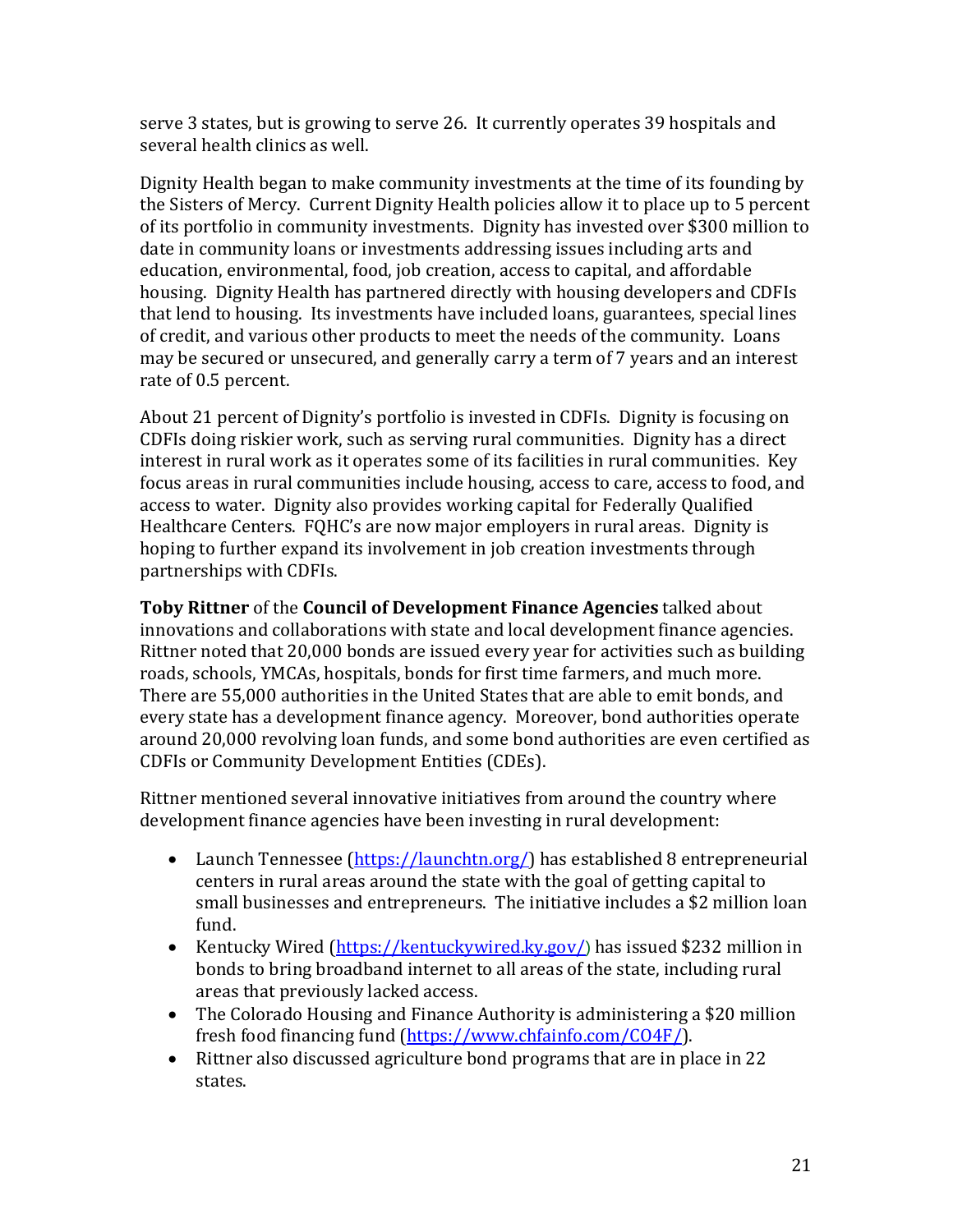serve 3 states, but is growing to serve 26. It currently operates 39 hospitals and several health clinics as well.

Dignity Health began to make community investments at the time of its founding by the Sisters of Mercy. Current Dignity Health policies allow it to place up to 5 percent of its portfolio in community investments. Dignity has invested over $300 million to date in community loans or investments addressing issues including arts and education, environmental, food, job creation, access to capital, and affordable housing. Dignity Health has partnered directly with housing developers and CDFIs that lend to housing. Its investments have included loans, guarantees, special lines of credit, and various other products to meet the needs of the community. Loans may be secured or unsecured, and generally carry a term of 7 years and an interest rate of 0.5 percent.

About 21 percent of Dignity's portfolio is invested in CDFIs. Dignity is focusing on CDFIs doing riskier work, such as serving rural communities. Dignity has a direct interest in rural work as it operates some of its facilities in rural communities. Key focus areas in rural communities include housing, access to care, access to food, and access to water. Dignity also provides working capital for Federally Qualified Healthcare Centers. FQHC's are now major employers in rural areas. Dignity is hoping to further expand its involvement in job creation investments through partnerships with CDFIs.

**Toby Rittner** of the **Council of Development Finance Agencies** talked about innovations and collaborations with state and local development finance agencies. Rittner noted that 20,000 bonds are issued every year for activities such as building roads, schools, YMCAs, hospitals, bonds for first time farmers, and much more. There are 55,000 authorities in the United States that are able to emit bonds, and every state has a development finance agency. Moreover, bond authorities operate around 20,000 revolving loan funds, and some bond authorities are even certified as CDFIs or Community Development Entities (CDEs).

Rittner mentioned several innovative initiatives from around the country where development finance agencies have been investing in rural development:

- Launch Tennessee (https://launchtn.org/) has established 8 entrepreneurial centers in rural areas around the state with the goal of getting capital to small businesses and entrepreneurs. The initiative includes a $2 million loan fund.
- Kentucky Wired (https://kentuckywired.ky.gov/) has issued $232 million in bonds to bring broadband internet to all areas of the state, including rural areas that previously lacked access.
- The Colorado Housing and Finance Authority is administering a $20 million fresh food financing fund (https://www.chfainfo.com/CO4F/).
- Rittner also discussed agriculture bond programs that are in place in 22 states.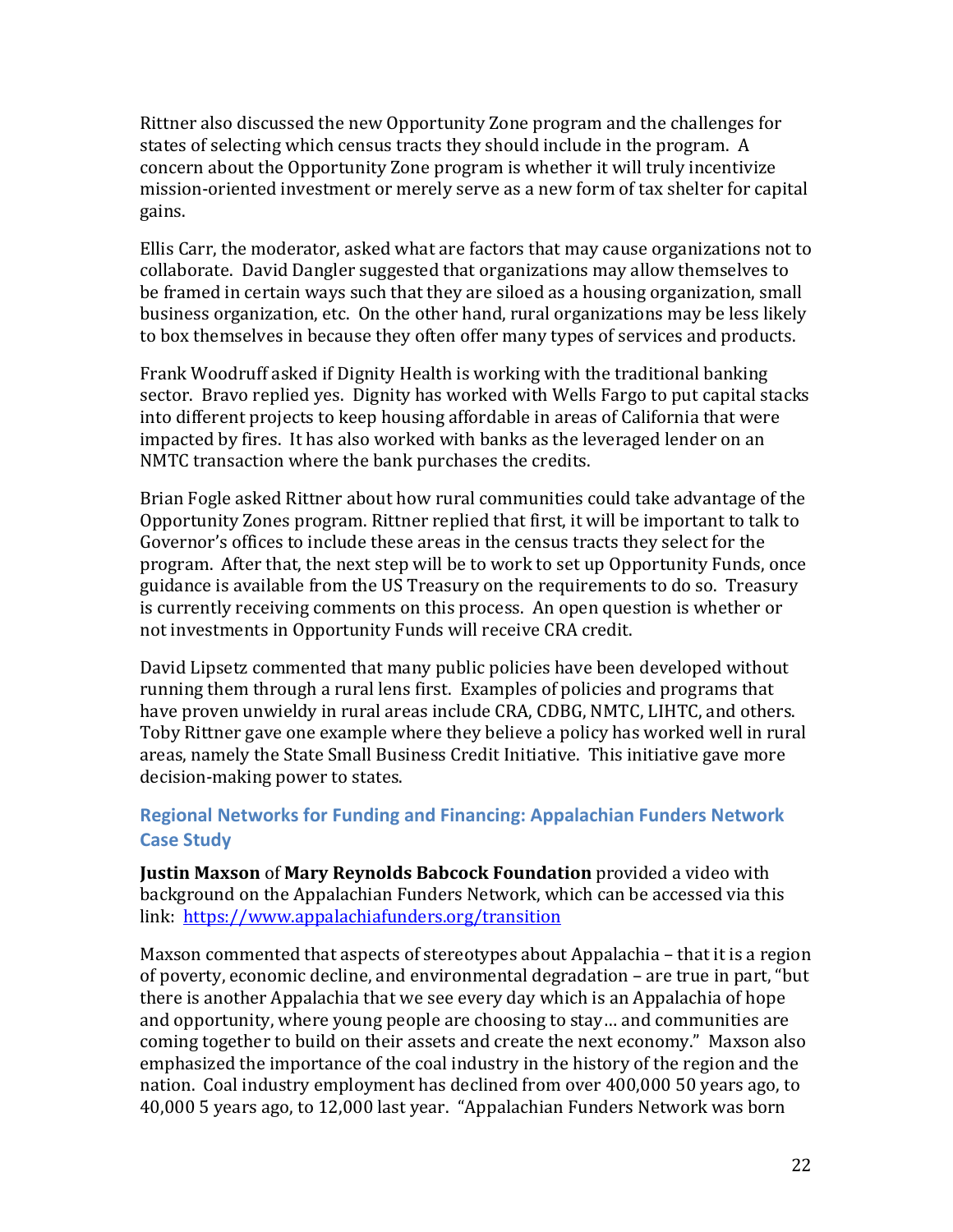Rittner also discussed the new Opportunity Zone program and the challenges for states of selecting which census tracts they should include in the program. A concern about the Opportunity Zone program is whether it will truly incentivize mission-oriented investment or merely serve as a new form of tax shelter for capital gains.

Ellis Carr, the moderator, asked what are factors that may cause organizations not to collaborate. David Dangler suggested that organizations may allow themselves to be framed in certain ways such that they are siloed as a housing organization, small business organization, etc. On the other hand, rural organizations may be less likely to box themselves in because they often offer many types of services and products.

Frank Woodruff asked if Dignity Health is working with the traditional banking sector. Bravo replied yes. Dignity has worked with Wells Fargo to put capital stacks into different projects to keep housing affordable in areas of California that were impacted by fires. It has also worked with banks as the leveraged lender on an NMTC transaction where the bank purchases the credits.

Brian Fogle asked Rittner about how rural communities could take advantage of the Opportunity Zones program. Rittner replied that first, it will be important to talk to Governor's offices to include these areas in the census tracts they select for the program. After that, the next step will be to work to set up Opportunity Funds, once guidance is available from the US Treasury on the requirements to do so. Treasury is currently receiving comments on this process. An open question is whether or not investments in Opportunity Funds will receive CRA credit.

David Lipsetz commented that many public policies have been developed without running them through a rural lens first. Examples of policies and programs that have proven unwieldy in rural areas include CRA, CDBG, NMTC, LIHTC, and others. Toby Rittner gave one example where they believe a policy has worked well in rural areas, namely the State Small Business Credit Initiative. This initiative gave more decision-making power to states.

### Regional Networks for Funding and Financing: Appalachian Funders Network Case Study

**Justin Maxson** of **Mary Reynolds Babcock Foundation** provided a video with background on the Appalachian Funders Network, which can be accessed via this link: [https://www.appalachiafunders.org/transition](https://www.appalachiafunders.org/transition)

Maxson commented that aspects of stereotypes about Appalachia – that it is a region of poverty, economic decline, and environmental degradation – are true in part, "but there is another Appalachia that we see every day which is an Appalachia of hope and opportunity, where young people are choosing to stay… and communities are coming together to build on their assets and create the next economy." Maxson also emphasized the importance of the coal industry in the history of the region and the nation. Coal industry employment has declined from over 400,000 50 years ago, to 40,000 5 years ago, to 12,000 last year. "Appalachian Funders Network was born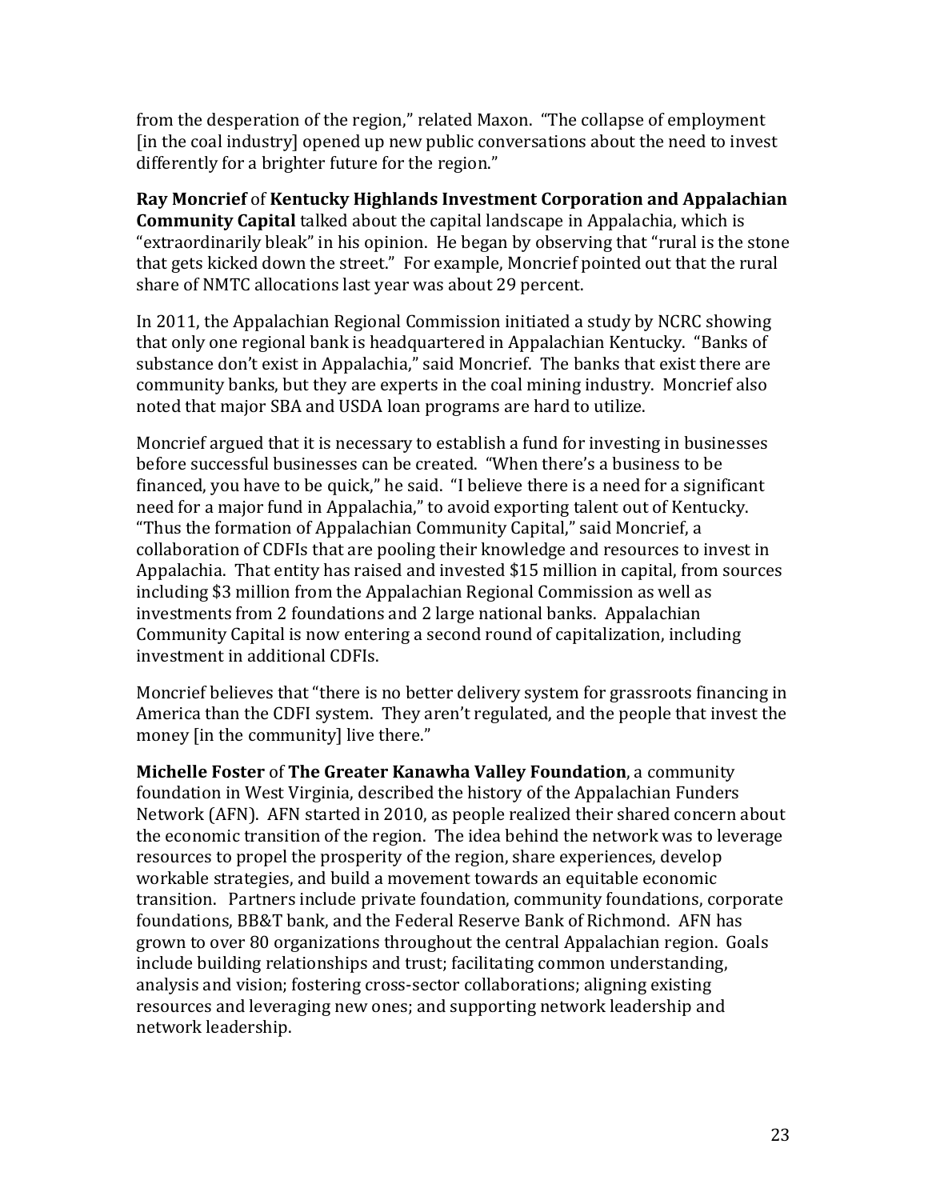from the desperation of the region," related Maxon. "The collapse of employment [in the coal industry] opened up new public conversations about the need to invest differently for a brighter future for the region."

**Ray Moncrief** of **Kentucky Highlands Investment Corporation and Appalachian Community Capital** talked about the capital landscape in Appalachia, which is "extraordinarily bleak" in his opinion. He began by observing that "rural is the stone that gets kicked down the street." For example, Moncrief pointed out that the rural share of NMTC allocations last year was about 29 percent.

In 2011, the Appalachian Regional Commission initiated a study by NCRC showing that only one regional bank is headquartered in Appalachian Kentucky. "Banks of substance don't exist in Appalachia," said Moncrief. The banks that exist there are community banks, but they are experts in the coal mining industry. Moncrief also noted that major SBA and USDA loan programs are hard to utilize.

Moncrief argued that it is necessary to establish a fund for investing in businesses before successful businesses can be created. "When there's a business to be financed, you have to be quick," he said. "I believe there is a need for a significant need for a major fund in Appalachia," to avoid exporting talent out of Kentucky. "Thus the formation of Appalachian Community Capital," said Moncrief, a collaboration of CDFIs that are pooling their knowledge and resources to invest in Appalachia. That entity has raised and invested $15 million in capital, from sources including $3 million from the Appalachian Regional Commission as well as investments from 2 foundations and 2 large national banks. Appalachian Community Capital is now entering a second round of capitalization, including investment in additional CDFIs.

Moncrief believes that "there is no better delivery system for grassroots financing in America than the CDFI system. They aren't regulated, and the people that invest the money [in the community] live there."

**Michelle Foster** of **The Greater Kanawha Valley Foundation**, a community foundation in West Virginia, described the history of the Appalachian Funders Network (AFN). AFN started in 2010, as people realized their shared concern about the economic transition of the region. The idea behind the network was to leverage resources to propel the prosperity of the region, share experiences, develop workable strategies, and build a movement towards an equitable economic transition. Partners include private foundation, community foundations, corporate foundations, BB&T bank, and the Federal Reserve Bank of Richmond. AFN has grown to over 80 organizations throughout the central Appalachian region. Goals include building relationships and trust; facilitating common understanding, analysis and vision; fostering cross-sector collaborations; aligning existing resources and leveraging new ones; and supporting network leadership and network leadership.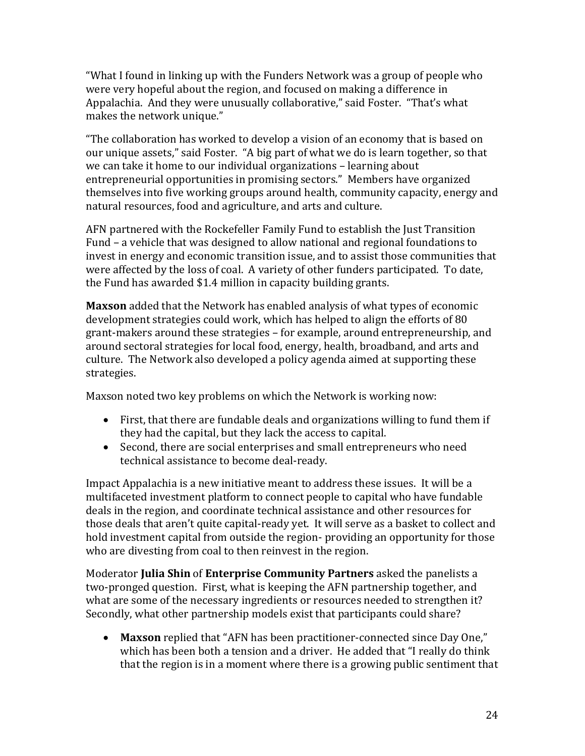"What I found in linking up with the Funders Network was a group of people who were very hopeful about the region, and focused on making a difference in Appalachia. And they were unusually collaborative," said Foster. "That's what makes the network unique."

"The collaboration has worked to develop a vision of an economy that is based on our unique assets," said Foster. "A big part of what we do is learn together, so that we can take it home to our individual organizations – learning about entrepreneurial opportunities in promising sectors." Members have organized themselves into five working groups around health, community capacity, energy and natural resources, food and agriculture, and arts and culture.

AFN partnered with the Rockefeller Family Fund to establish the Just Transition Fund – a vehicle that was designed to allow national and regional foundations to invest in energy and economic transition issue, and to assist those communities that were affected by the loss of coal. A variety of other funders participated. To date, the Fund has awarded $1.4 million in capacity building grants.

**Maxson** added that the Network has enabled analysis of what types of economic development strategies could work, which has helped to align the efforts of 80 grant-makers around these strategies – for example, around entrepreneurship, and around sectoral strategies for local food, energy, health, broadband, and arts and culture. The Network also developed a policy agenda aimed at supporting these strategies.

Maxson noted two key problems on which the Network is working now:

- First, that there are fundable deals and organizations willing to fund them if they had the capital, but they lack the access to capital.
- Second, there are social enterprises and small entrepreneurs who need technical assistance to become deal-ready.

Impact Appalachia is a new initiative meant to address these issues. It will be a multifaceted investment platform to connect people to capital who have fundable deals in the region, and coordinate technical assistance and other resources for those deals that aren't quite capital-ready yet. It will serve as a basket to collect and hold investment capital from outside the region- providing an opportunity for those who are divesting from coal to then reinvest in the region.

Moderator **Julia Shin** of **Enterprise Community Partners** asked the panelists a two-pronged question. First, what is keeping the AFN partnership together, and what are some of the necessary ingredients or resources needed to strengthen it? Secondly, what other partnership models exist that participants could share?

- **Maxson** replied that "AFN has been practitioner-connected since Day One," which has been both a tension and a driver. He added that "I really do think that the region is in a moment where there is a growing public sentiment that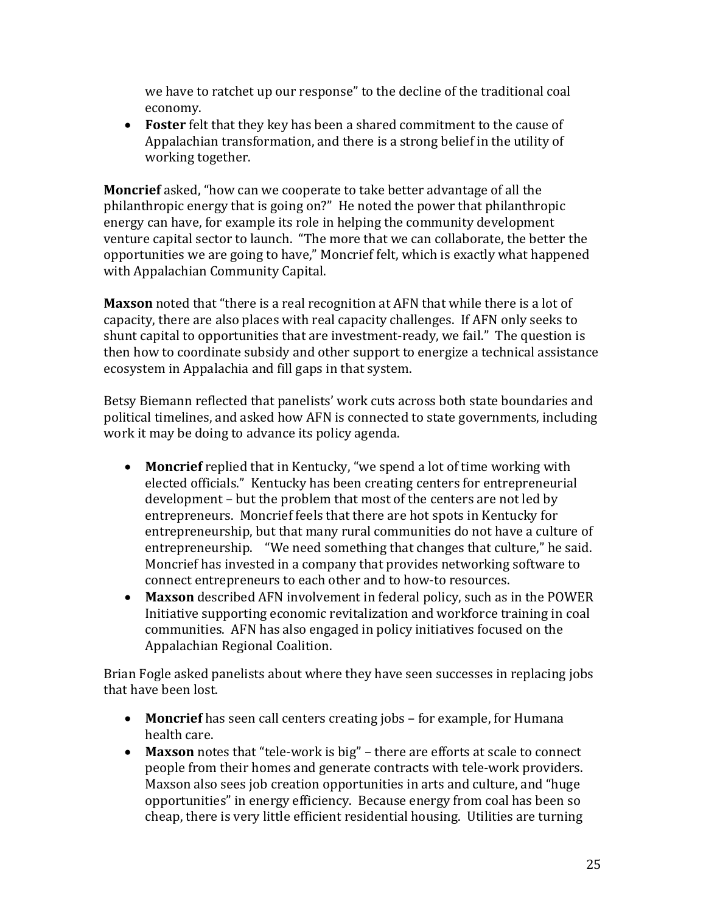we have to ratchet up our response" to the decline of the traditional coal economy.

- **Foster** felt that they key has been a shared commitment to the cause of Appalachian transformation, and there is a strong belief in the utility of working together.

**Moncrief** asked, "how can we cooperate to take better advantage of all the philanthropic energy that is going on?" He noted the power that philanthropic energy can have, for example its role in helping the community development venture capital sector to launch. "The more that we can collaborate, the better the opportunities we are going to have," Moncrief felt, which is exactly what happened with Appalachian Community Capital.

**Maxson** noted that "there is a real recognition at AFN that while there is a lot of capacity, there are also places with real capacity challenges. If AFN only seeks to shunt capital to opportunities that are investment-ready, we fail." The question is then how to coordinate subsidy and other support to energize a technical assistance ecosystem in Appalachia and fill gaps in that system.

Betsy Biemann reflected that panelists' work cuts across both state boundaries and political timelines, and asked how AFN is connected to state governments, including work it may be doing to advance its policy agenda.

- **Moncrief** replied that in Kentucky, "we spend a lot of time working with elected officials." Kentucky has been creating centers for entrepreneurial development – but the problem that most of the centers are not led by entrepreneurs. Moncrief feels that there are hot spots in Kentucky for entrepreneurship, but that many rural communities do not have a culture of entrepreneurship. "We need something that changes that culture," he said. Moncrief has invested in a company that provides networking software to connect entrepreneurs to each other and to how-to resources.
- **Maxson** described AFN involvement in federal policy, such as in the POWER Initiative supporting economic revitalization and workforce training in coal communities. AFN has also engaged in policy initiatives focused on the Appalachian Regional Coalition.

Brian Fogle asked panelists about where they have seen successes in replacing jobs that have been lost.

- **Moncrief** has seen call centers creating jobs – for example, for Humana health care.
- **Maxson** notes that "tele-work is big" – there are efforts at scale to connect people from their homes and generate contracts with tele-work providers. Maxson also sees job creation opportunities in arts and culture, and "huge opportunities" in energy efficiency. Because energy from coal has been so cheap, there is very little efficient residential housing. Utilities are turning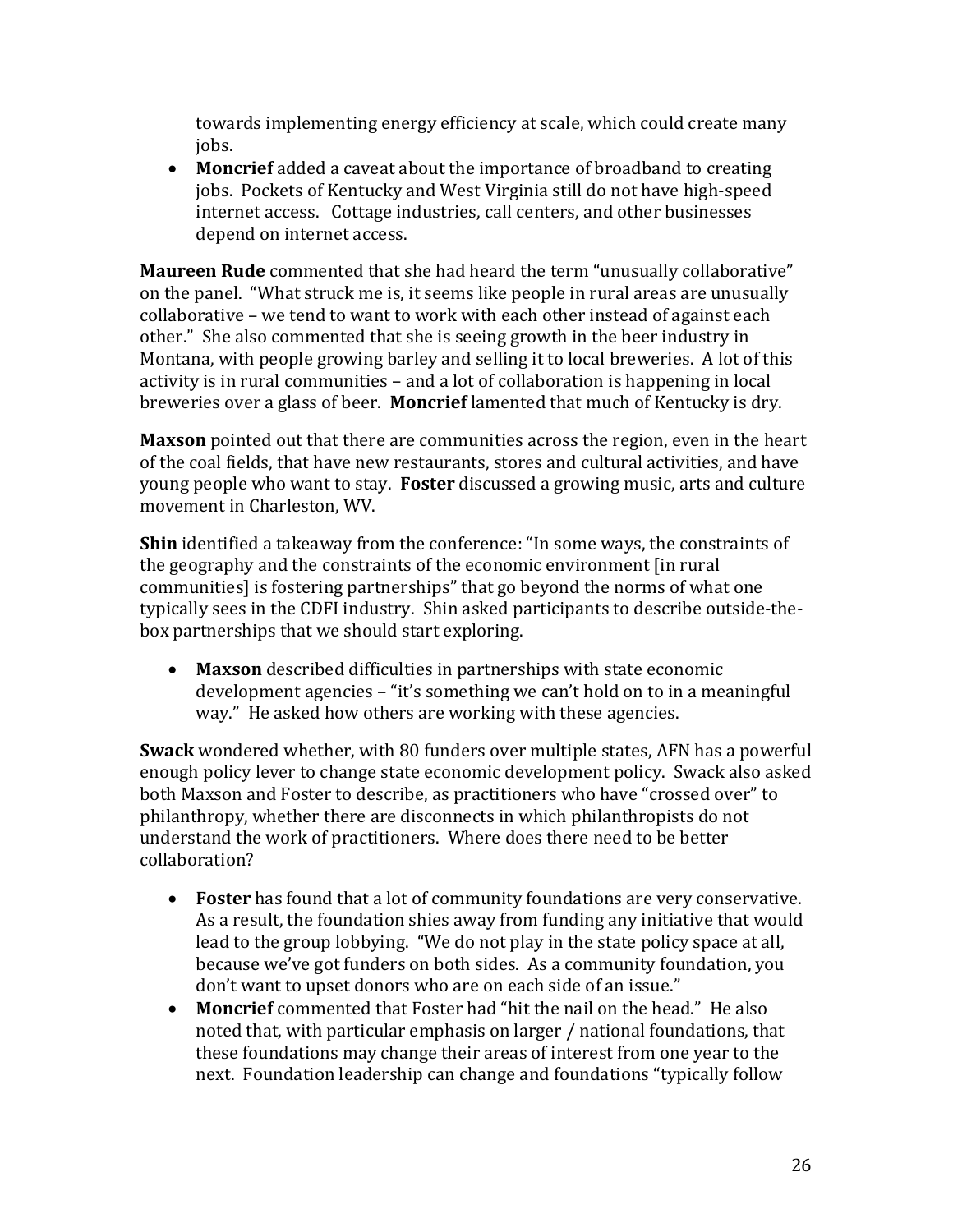towards implementing energy efficiency at scale, which could create many jobs.

- **Moncrief** added a caveat about the importance of broadband to creating jobs. Pockets of Kentucky and West Virginia still do not have high-speed internet access. Cottage industries, call centers, and other businesses depend on internet access.

**Maureen Rude** commented that she had heard the term "unusually collaborative" on the panel. "What struck me is, it seems like people in rural areas are unusually collaborative – we tend to want to work with each other instead of against each other." She also commented that she is seeing growth in the beer industry in Montana, with people growing barley and selling it to local breweries. A lot of this activity is in rural communities – and a lot of collaboration is happening in local breweries over a glass of beer. **Moncrief** lamented that much of Kentucky is dry.

**Maxson** pointed out that there are communities across the region, even in the heart of the coal fields, that have new restaurants, stores and cultural activities, and have young people who want to stay. **Foster** discussed a growing music, arts and culture movement in Charleston, WV.

**Shin** identified a takeaway from the conference: "In some ways, the constraints of the geography and the constraints of the economic environment [in rural communities] is fostering partnerships" that go beyond the norms of what one typically sees in the CDFI industry. Shin asked participants to describe outside-the-box partnerships that we should start exploring.

- **Maxson** described difficulties in partnerships with state economic development agencies – "it's something we can't hold on to in a meaningful way." He asked how others are working with these agencies.

**Swack** wondered whether, with 80 funders over multiple states, AFN has a powerful enough policy lever to change state economic development policy. Swack also asked both Maxson and Foster to describe, as practitioners who have "crossed over" to philanthropy, whether there are disconnects in which philanthropists do not understand the work of practitioners. Where does there need to be better collaboration?

- **Foster** has found that a lot of community foundations are very conservative. As a result, the foundation shies away from funding any initiative that would lead to the group lobbying. "We do not play in the state policy space at all, because we've got funders on both sides. As a community foundation, you don't want to upset donors who are on each side of an issue."
- **Moncrief** commented that Foster had "hit the nail on the head." He also noted that, with particular emphasis on larger / national foundations, that these foundations may change their areas of interest from one year to the next. Foundation leadership can change and foundations "typically follow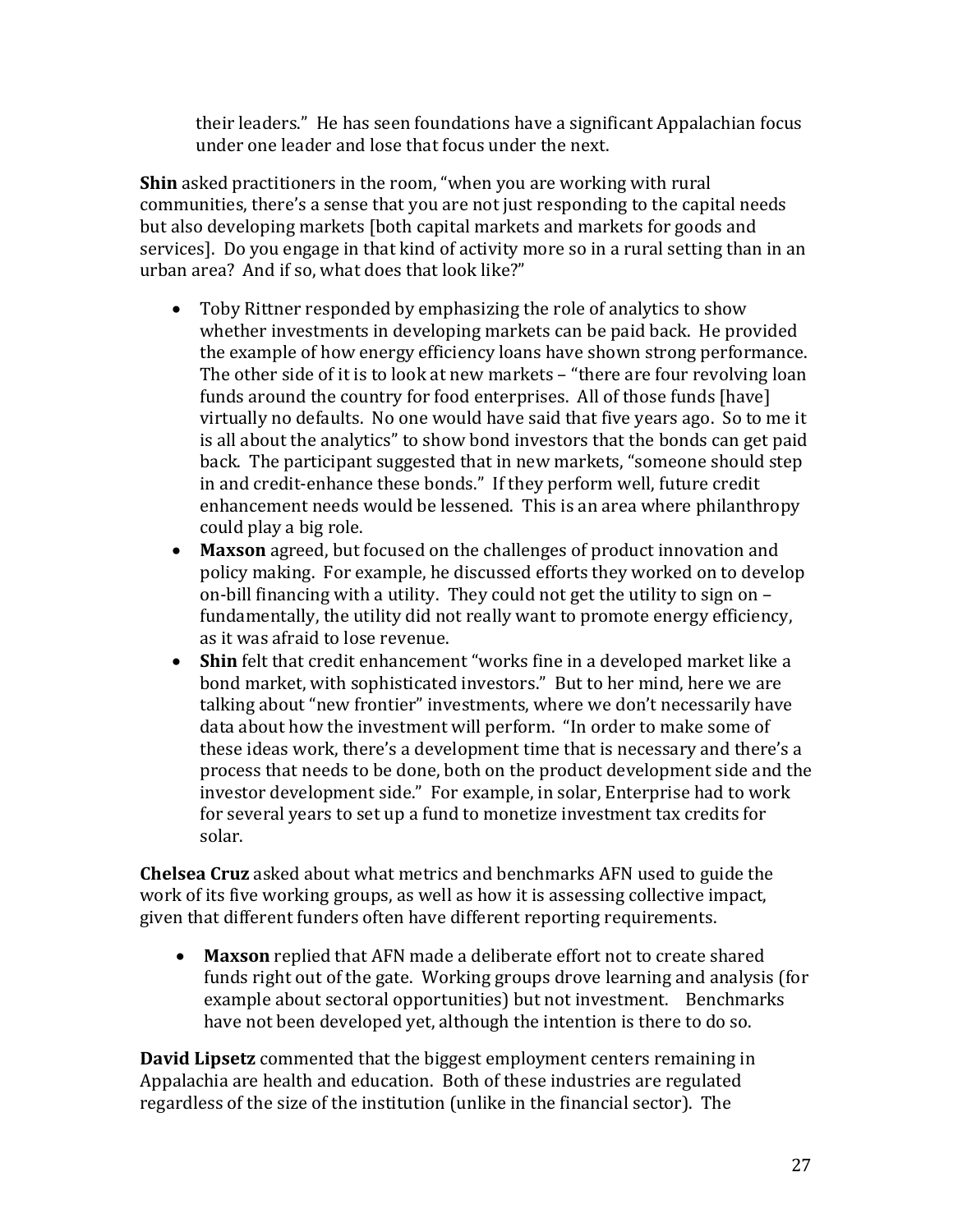their leaders." He has seen foundations have a significant Appalachian focus under one leader and lose that focus under the next.

**Shin** asked practitioners in the room, "when you are working with rural communities, there's a sense that you are not just responding to the capital needs but also developing markets [both capital markets and markets for goods and services]. Do you engage in that kind of activity more so in a rural setting than in an urban area? And if so, what does that look like?"

- Toby Rittner responded by emphasizing the role of analytics to show whether investments in developing markets can be paid back. He provided the example of how energy efficiency loans have shown strong performance. The other side of it is to look at new markets – "there are four revolving loan funds around the country for food enterprises. All of those funds [have] virtually no defaults. No one would have said that five years ago. So to me it is all about the analytics" to show bond investors that the bonds can get paid back. The participant suggested that in new markets, "someone should step in and credit-enhance these bonds." If they perform well, future credit enhancement needs would be lessened. This is an area where philanthropy could play a big role.
- **Maxson** agreed, but focused on the challenges of product innovation and policy making. For example, he discussed efforts they worked on to develop on-bill financing with a utility. They could not get the utility to sign on – fundamentally, the utility did not really want to promote energy efficiency, as it was afraid to lose revenue.
- **Shin** felt that credit enhancement "works fine in a developed market like a bond market, with sophisticated investors." But to her mind, here we are talking about "new frontier" investments, where we don't necessarily have data about how the investment will perform. "In order to make some of these ideas work, there's a development time that is necessary and there's a process that needs to be done, both on the product development side and the investor development side." For example, in solar, Enterprise had to work for several years to set up a fund to monetize investment tax credits for solar.

**Chelsea Cruz** asked about what metrics and benchmarks AFN used to guide the work of its five working groups, as well as how it is assessing collective impact, given that different funders often have different reporting requirements.

- **Maxson** replied that AFN made a deliberate effort not to create shared funds right out of the gate. Working groups drove learning and analysis (for example about sectoral opportunities) but not investment. Benchmarks have not been developed yet, although the intention is there to do so.

**David Lipsetz** commented that the biggest employment centers remaining in Appalachia are health and education. Both of these industries are regulated regardless of the size of the institution (unlike in the financial sector). The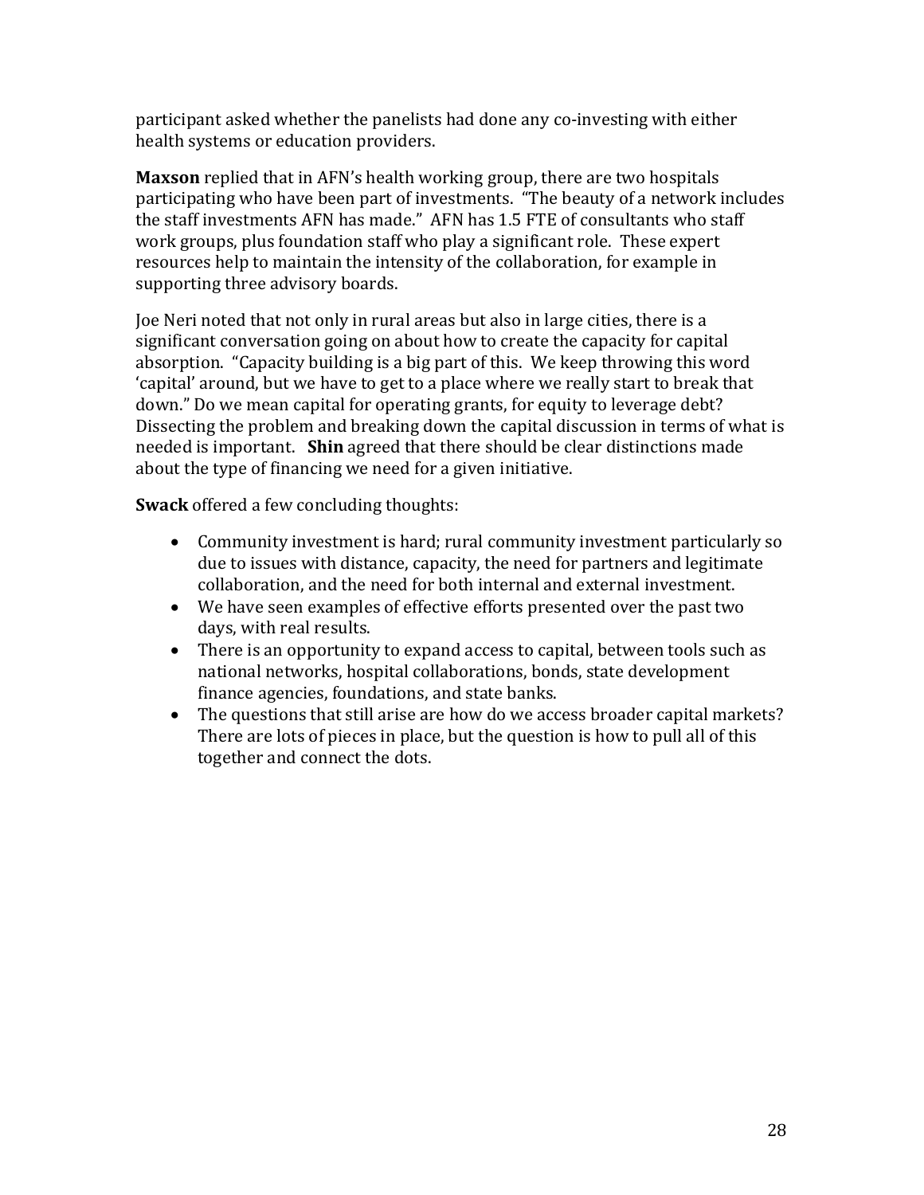participant asked whether the panelists had done any co-investing with either health systems or education providers.

**Maxson** replied that in AFN's health working group, there are two hospitals participating who have been part of investments. "The beauty of a network includes the staff investments AFN has made." AFN has 1.5 FTE of consultants who staff work groups, plus foundation staff who play a significant role. These expert resources help to maintain the intensity of the collaboration, for example in supporting three advisory boards.

Joe Neri noted that not only in rural areas but also in large cities, there is a significant conversation going on about how to create the capacity for capital absorption. "Capacity building is a big part of this. We keep throwing this word 'capital' around, but we have to get to a place where we really start to break that down." Do we mean capital for operating grants, for equity to leverage debt? Dissecting the problem and breaking down the capital discussion in terms of what is needed is important. **Shin** agreed that there should be clear distinctions made about the type of financing we need for a given initiative.

**Swack** offered a few concluding thoughts:

- Community investment is hard; rural community investment particularly so due to issues with distance, capacity, the need for partners and legitimate collaboration, and the need for both internal and external investment.
- We have seen examples of effective efforts presented over the past two days, with real results.
- There is an opportunity to expand access to capital, between tools such as national networks, hospital collaborations, bonds, state development finance agencies, foundations, and state banks.
- The questions that still arise are how do we access broader capital markets? There are lots of pieces in place, but the question is how to pull all of this together and connect the dots.